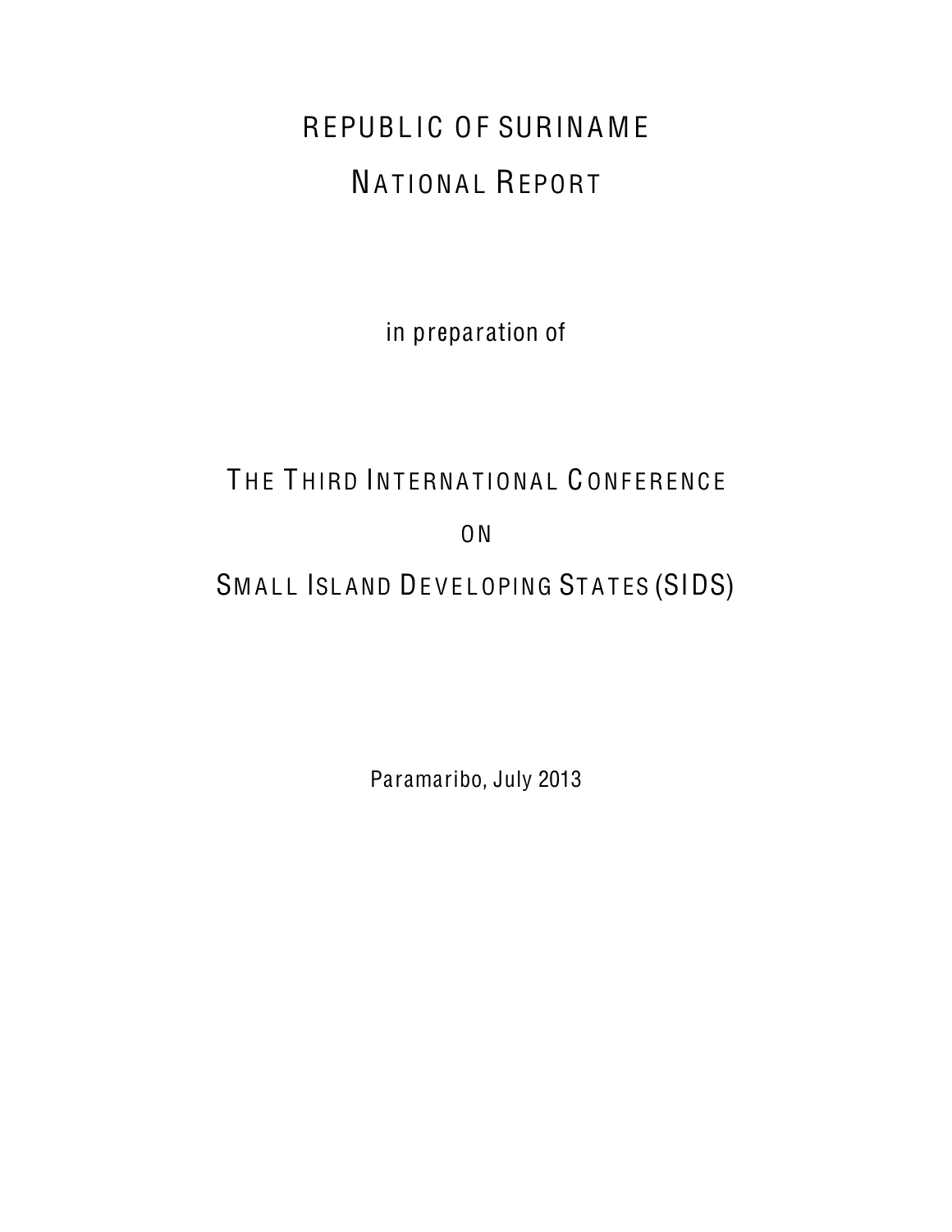# REPUBLIC OF SURINAME

# NATIONAL REPORT

in preparation of

## THE THIRD INTERNATIONAL CONFERENCE

## ON

## SMALL ISLAND DEVELOPING STATES (SIDS)

Paramaribo, July 2013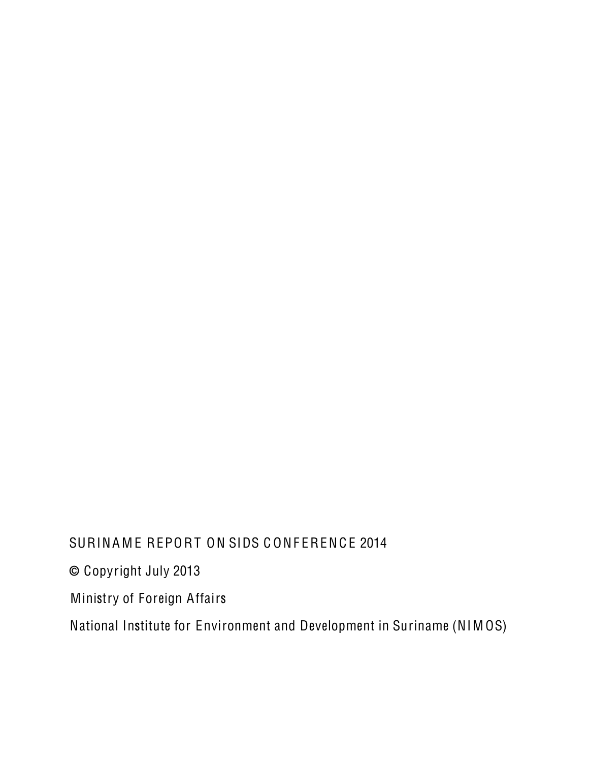SURINAME REPORT ON SIDS CONFERENCE 2014

© Copyright July 2013

Ministry of Foreign Affairs

National Institute for Environment and Development in Suriname (NIMOS)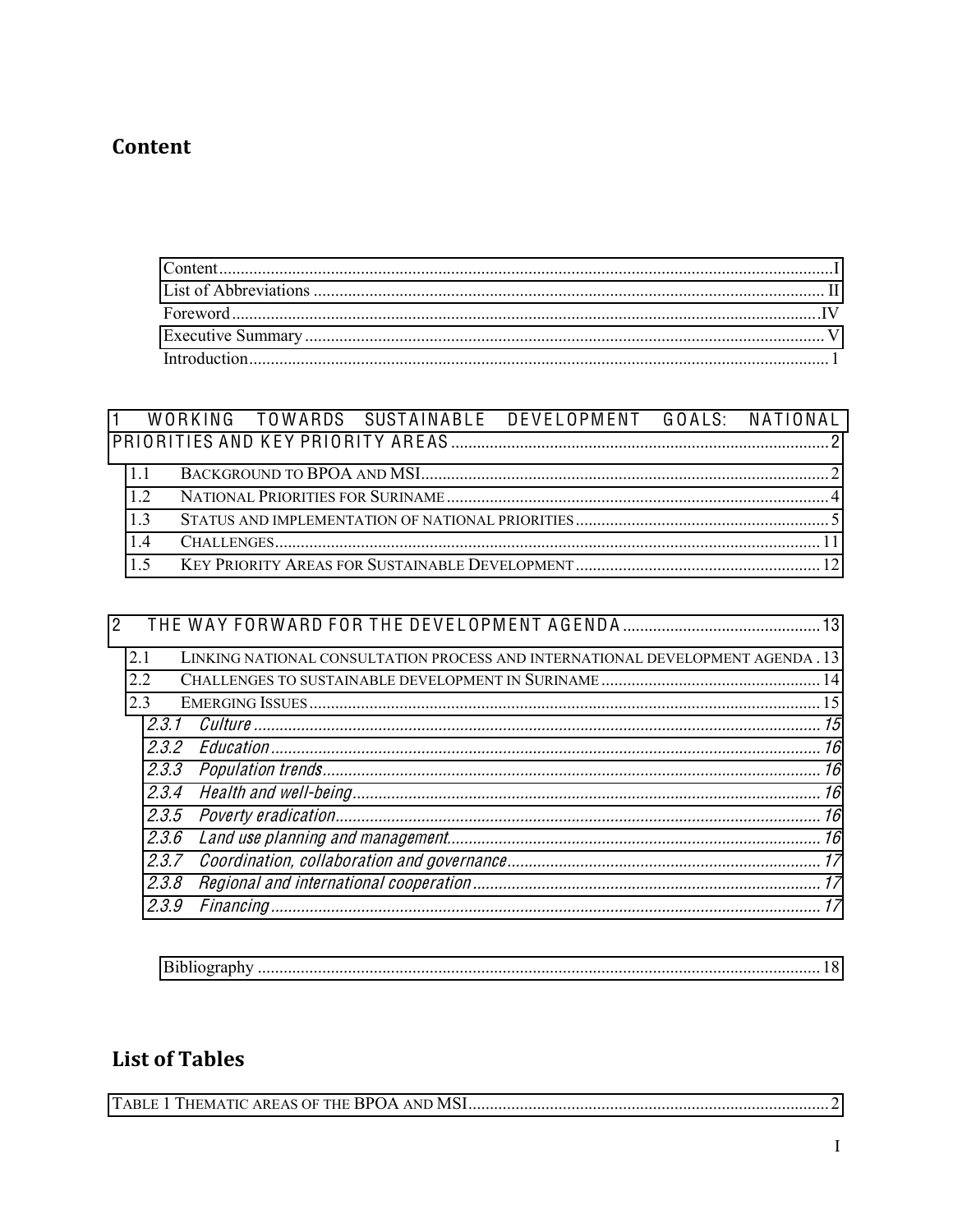# Content

Content ........................................................................................................................................ I
List of Abbreviations ..................................................................................................................... II
Foreword ....................................................................................................................................... IV
Executive Summary ....................................................................................................................... V
Introduction ..................................................................................................................................... 1

1 WORKING TOWARDS SUSTAINABLE DEVELOPMENT GOALS: NATIONAL PRIORITIES AND KEY PRIORITY AREAS ........................................................................................ 2

- 1.1 BACKGROUND TO BPOA AND MSI ........................................................................................ 2
- 1.2 NATIONAL PRIORITIES FOR SURINAME ................................................................................ 4
- 1.3 STATUS AND IMPLEMENTATION OF NATIONAL PRIORITIES ................................................ 5
- 1.4 CHALLENGES ........................................................................................................................ 11
- 1.5 KEY PRIORITY AREAS FOR SUSTAINABLE DEVELOPMENT ................................................ 12

2 THE WAY FORWARD FOR THE DEVELOPMENT AGENDA ............................................... 13

- 2.1 LINKING NATIONAL CONSULTATION PROCESS AND INTERNATIONAL DEVELOPMENT AGENDA . 13
- 2.2 CHALLENGES TO SUSTAINABLE DEVELOPMENT IN SURINAME ........................................... 14
- 2.3 EMERGING ISSUES ............................................................................................................... 15
  - *2.3.1 Culture ......................................................................................................................... 15*
  - *2.3.2 Education ..................................................................................................................... 16*
  - *2.3.3 Population trends ......................................................................................................... 16*
  - *2.3.4 Health and well-being ................................................................................................... 16*
  - *2.3.5 Poverty eradication ...................................................................................................... 16*
  - *2.3.6 Land use planning and management ........................................................................... 16*
  - *2.3.7 Coordination, collaboration and governance ............................................................... 17*
  - *2.3.8 Regional and international cooperation ....................................................................... 17*
  - *2.3.9 Financing ..................................................................................................................... 17*

Bibliography ................................................................................................................................. 18

# List of Tables

TABLE 1 THEMATIC AREAS OF THE BPOA AND MSI ................................................................... 2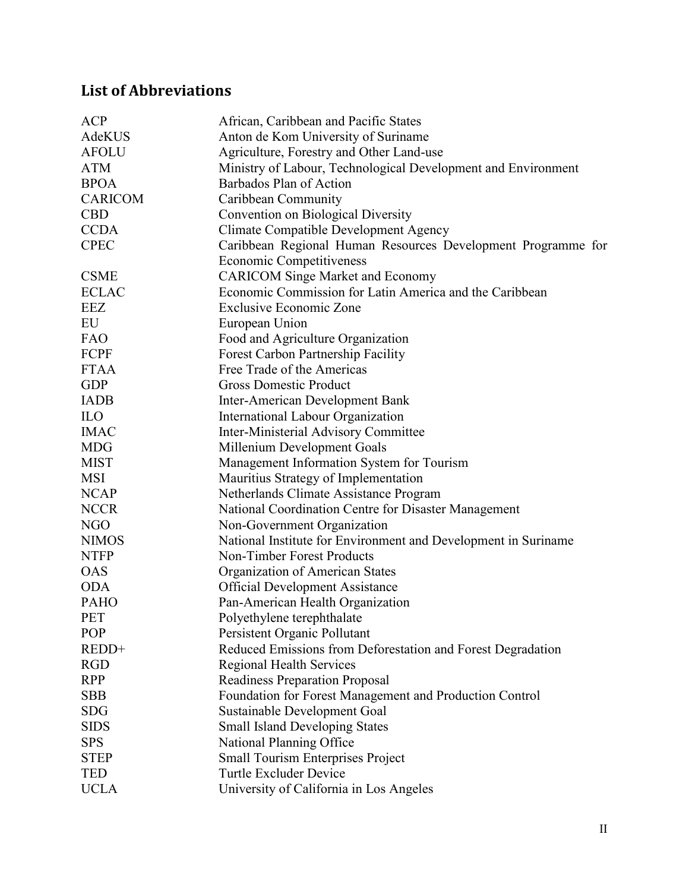## List of Abbreviations

| | |
|---|---|
| ACP | African, Caribbean and Pacific States |
| AdeKUS | Anton de Kom University of Suriname |
| AFOLU | Agriculture, Forestry and Other Land-use |
| ATM | Ministry of Labour, Technological Development and Environment |
| BPOA | Barbados Plan of Action |
| CARICOM | Caribbean Community |
| CBD | Convention on Biological Diversity |
| CCDA | Climate Compatible Development Agency |
| CPEC | Caribbean Regional Human Resources Development Programme for Economic Competitiveness |
| CSME | CARICOM Singe Market and Economy |
| ECLAC | Economic Commission for Latin America and the Caribbean |
| EEZ | Exclusive Economic Zone |
| EU | European Union |
| FAO | Food and Agriculture Organization |
| FCPF | Forest Carbon Partnership Facility |
| FTAA | Free Trade of the Americas |
| GDP | Gross Domestic Product |
| IADB | Inter-American Development Bank |
| ILO | International Labour Organization |
| IMAC | Inter-Ministerial Advisory Committee |
| MDG | Millenium Development Goals |
| MIST | Management Information System for Tourism |
| MSI | Mauritius Strategy of Implementation |
| NCAP | Netherlands Climate Assistance Program |
| NCCR | National Coordination Centre for Disaster Management |
| NGO | Non-Government Organization |
| NIMOS | National Institute for Environment and Development in Suriname |
| NTFP | Non-Timber Forest Products |
| OAS | Organization of American States |
| ODA | Official Development Assistance |
| PAHO | Pan-American Health Organization |
| PET | Polyethylene terephthalate |
| POP | Persistent Organic Pollutant |
| REDD+ | Reduced Emissions from Deforestation and Forest Degradation |
| RGD | Regional Health Services |
| RPP | Readiness Preparation Proposal |
| SBB | Foundation for Forest Management and Production Control |
| SDG | Sustainable Development Goal |
| SIDS | Small Island Developing States |
| SPS | National Planning Office |
| STEP | Small Tourism Enterprises Project |
| TED | Turtle Excluder Device |
| UCLA | University of California in Los Angeles |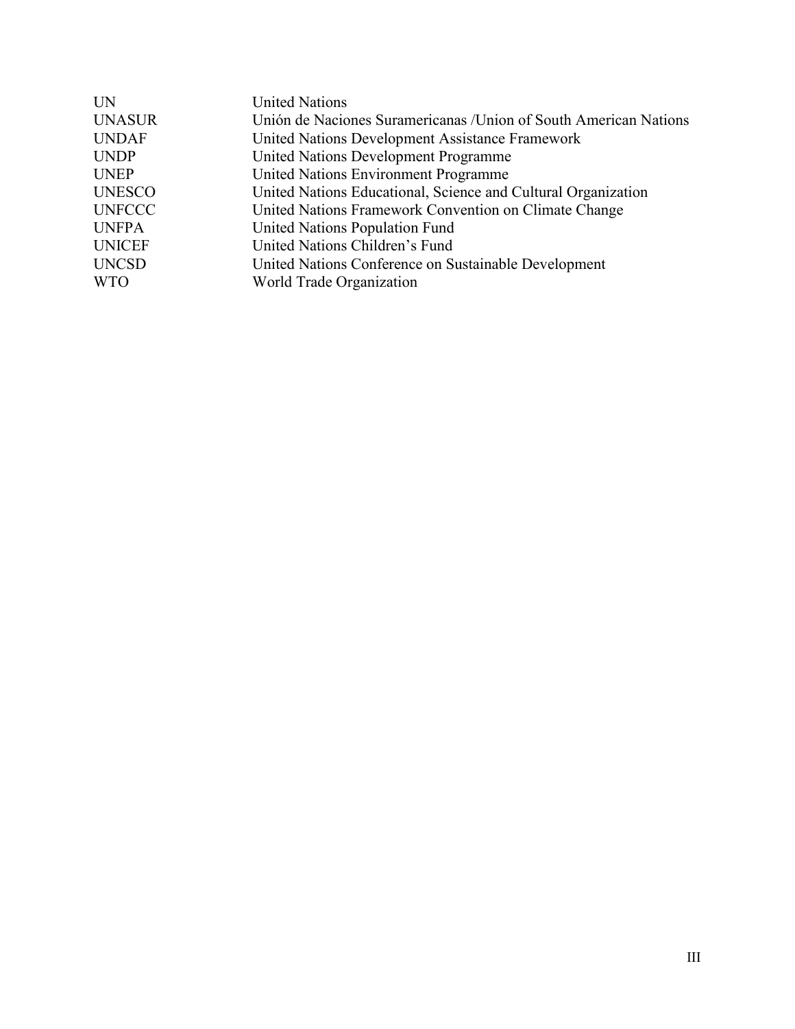| | |
|---|---|
| UN | United Nations |
| UNASUR | Unión de Naciones Suramericanas /Union of South American Nations |
| UNDAF | United Nations Development Assistance Framework |
| UNDP | United Nations Development Programme |
| UNEP | United Nations Environment Programme |
| UNESCO | United Nations Educational, Science and Cultural Organization |
| UNFCCC | United Nations Framework Convention on Climate Change |
| UNFPA | United Nations Population Fund |
| UNICEF | United Nations Children's Fund |
| UNCSD | United Nations Conference on Sustainable Development |
| WTO | World Trade Organization |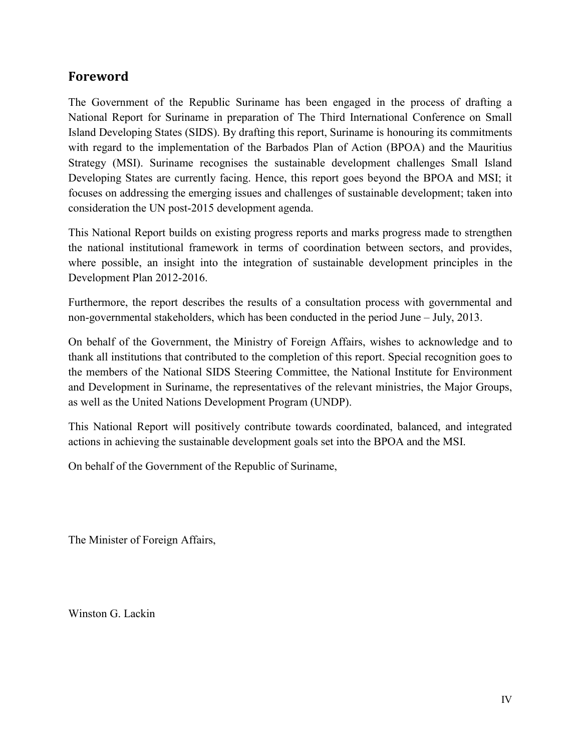## Foreword

The Government of the Republic Suriname has been engaged in the process of drafting a National Report for Suriname in preparation of The Third International Conference on Small Island Developing States (SIDS). By drafting this report, Suriname is honouring its commitments with regard to the implementation of the Barbados Plan of Action (BPOA) and the Mauritius Strategy (MSI). Suriname recognises the sustainable development challenges Small Island Developing States are currently facing. Hence, this report goes beyond the BPOA and MSI; it focuses on addressing the emerging issues and challenges of sustainable development; taken into consideration the UN post-2015 development agenda.

This National Report builds on existing progress reports and marks progress made to strengthen the national institutional framework in terms of coordination between sectors, and provides, where possible, an insight into the integration of sustainable development principles in the Development Plan 2012-2016.

Furthermore, the report describes the results of a consultation process with governmental and non-governmental stakeholders, which has been conducted in the period June – July, 2013.

On behalf of the Government, the Ministry of Foreign Affairs, wishes to acknowledge and to thank all institutions that contributed to the completion of this report. Special recognition goes to the members of the National SIDS Steering Committee, the National Institute for Environment and Development in Suriname, the representatives of the relevant ministries, the Major Groups, as well as the United Nations Development Program (UNDP).

This National Report will positively contribute towards coordinated, balanced, and integrated actions in achieving the sustainable development goals set into the BPOA and the MSI.

On behalf of the Government of the Republic of Suriname,

The Minister of Foreign Affairs,

Winston G. Lackin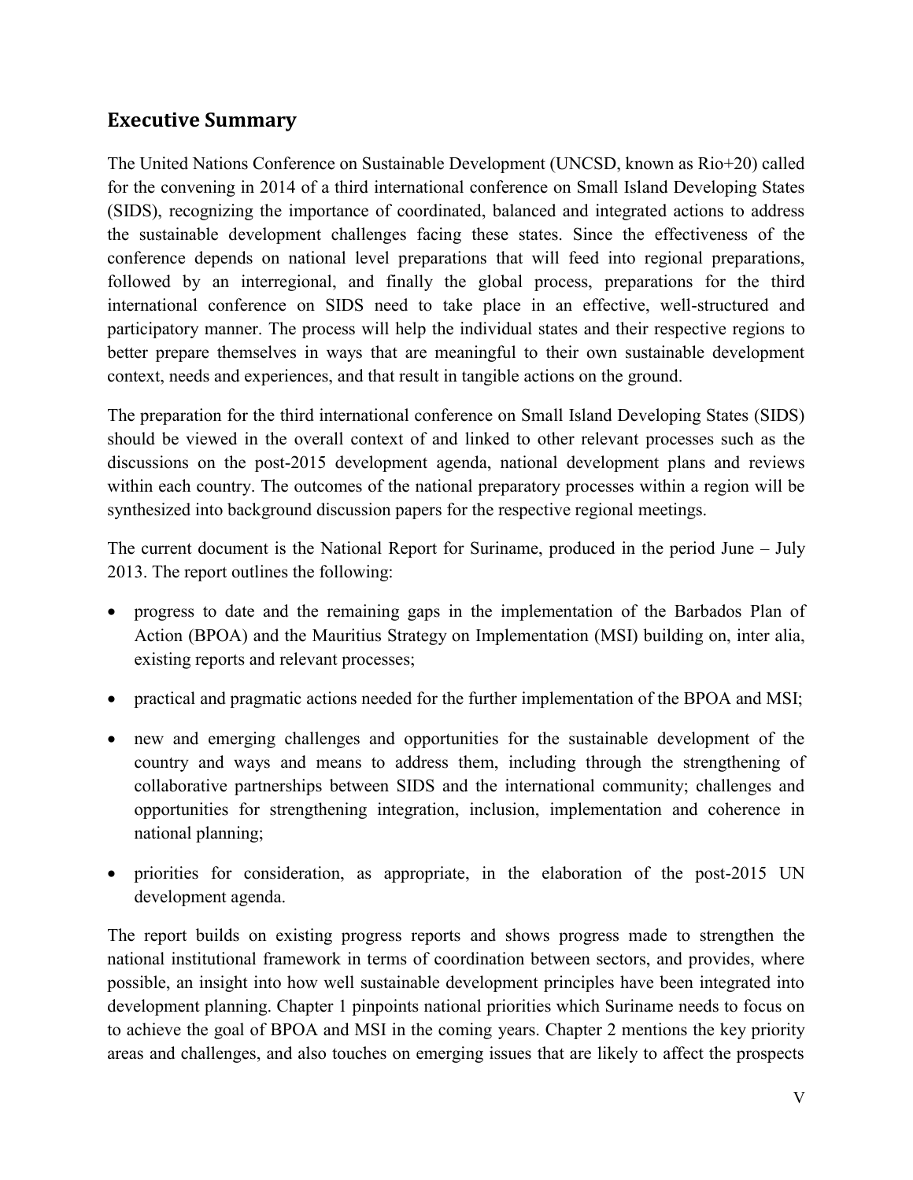## Executive Summary

The United Nations Conference on Sustainable Development (UNCSD, known as Rio+20) called for the convening in 2014 of a third international conference on Small Island Developing States (SIDS), recognizing the importance of coordinated, balanced and integrated actions to address the sustainable development challenges facing these states. Since the effectiveness of the conference depends on national level preparations that will feed into regional preparations, followed by an interregional, and finally the global process, preparations for the third international conference on SIDS need to take place in an effective, well-structured and participatory manner. The process will help the individual states and their respective regions to better prepare themselves in ways that are meaningful to their own sustainable development context, needs and experiences, and that result in tangible actions on the ground.

The preparation for the third international conference on Small Island Developing States (SIDS) should be viewed in the overall context of and linked to other relevant processes such as the discussions on the post-2015 development agenda, national development plans and reviews within each country. The outcomes of the national preparatory processes within a region will be synthesized into background discussion papers for the respective regional meetings.

The current document is the National Report for Suriname, produced in the period June – July 2013. The report outlines the following:

- progress to date and the remaining gaps in the implementation of the Barbados Plan of Action (BPOA) and the Mauritius Strategy on Implementation (MSI) building on, inter alia, existing reports and relevant processes;
- practical and pragmatic actions needed for the further implementation of the BPOA and MSI;
- new and emerging challenges and opportunities for the sustainable development of the country and ways and means to address them, including through the strengthening of collaborative partnerships between SIDS and the international community; challenges and opportunities for strengthening integration, inclusion, implementation and coherence in national planning;
- priorities for consideration, as appropriate, in the elaboration of the post-2015 UN development agenda.

The report builds on existing progress reports and shows progress made to strengthen the national institutional framework in terms of coordination between sectors, and provides, where possible, an insight into how well sustainable development principles have been integrated into development planning. Chapter 1 pinpoints national priorities which Suriname needs to focus on to achieve the goal of BPOA and MSI in the coming years. Chapter 2 mentions the key priority areas and challenges, and also touches on emerging issues that are likely to affect the prospects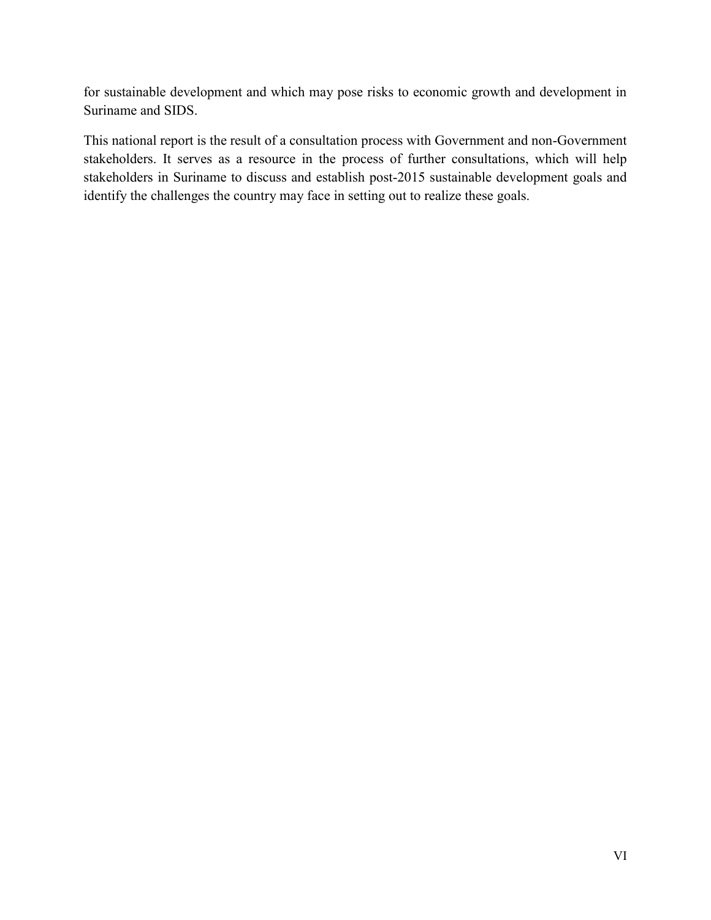for sustainable development and which may pose risks to economic growth and development in Suriname and SIDS.

This national report is the result of a consultation process with Government and non-Government stakeholders. It serves as a resource in the process of further consultations, which will help stakeholders in Suriname to discuss and establish post-2015 sustainable development goals and identify the challenges the country may face in setting out to realize these goals.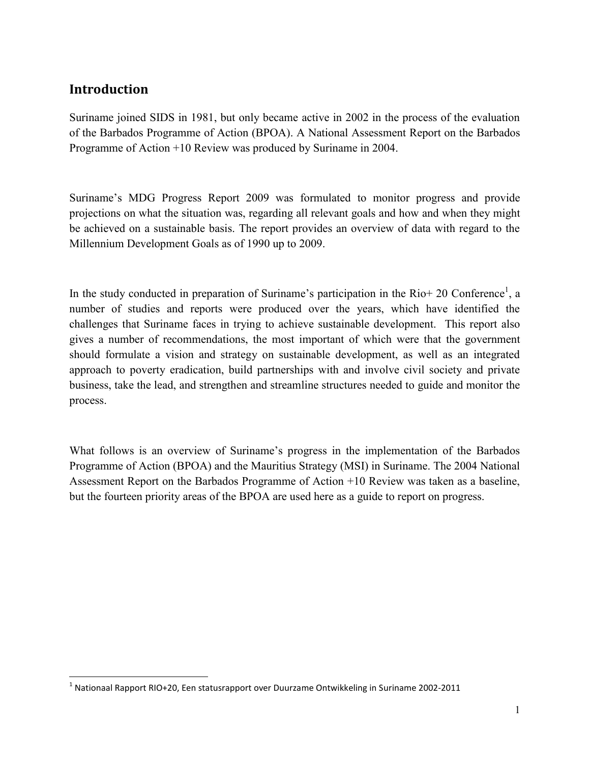## Introduction

Suriname joined SIDS in 1981, but only became active in 2002 in the process of the evaluation of the Barbados Programme of Action (BPOA). A National Assessment Report on the Barbados Programme of Action +10 Review was produced by Suriname in 2004.

Suriname's MDG Progress Report 2009 was formulated to monitor progress and provide projections on what the situation was, regarding all relevant goals and how and when they might be achieved on a sustainable basis. The report provides an overview of data with regard to the Millennium Development Goals as of 1990 up to 2009.

In the study conducted in preparation of Suriname's participation in the Rio+ 20 Conference[1], a number of studies and reports were produced over the years, which have identified the challenges that Suriname faces in trying to achieve sustainable development. This report also gives a number of recommendations, the most important of which were that the government should formulate a vision and strategy on sustainable development, as well as an integrated approach to poverty eradication, build partnerships with and involve civil society and private business, take the lead, and strengthen and streamline structures needed to guide and monitor the process.

What follows is an overview of Suriname's progress in the implementation of the Barbados Programme of Action (BPOA) and the Mauritius Strategy (MSI) in Suriname. The 2004 National Assessment Report on the Barbados Programme of Action +10 Review was taken as a baseline, but the fourteen priority areas of the BPOA are used here as a guide to report on progress.

[1] Nationaal Rapport RIO+20, Een statusrapport over Duurzame Ontwikkeling in Suriname 2002-2011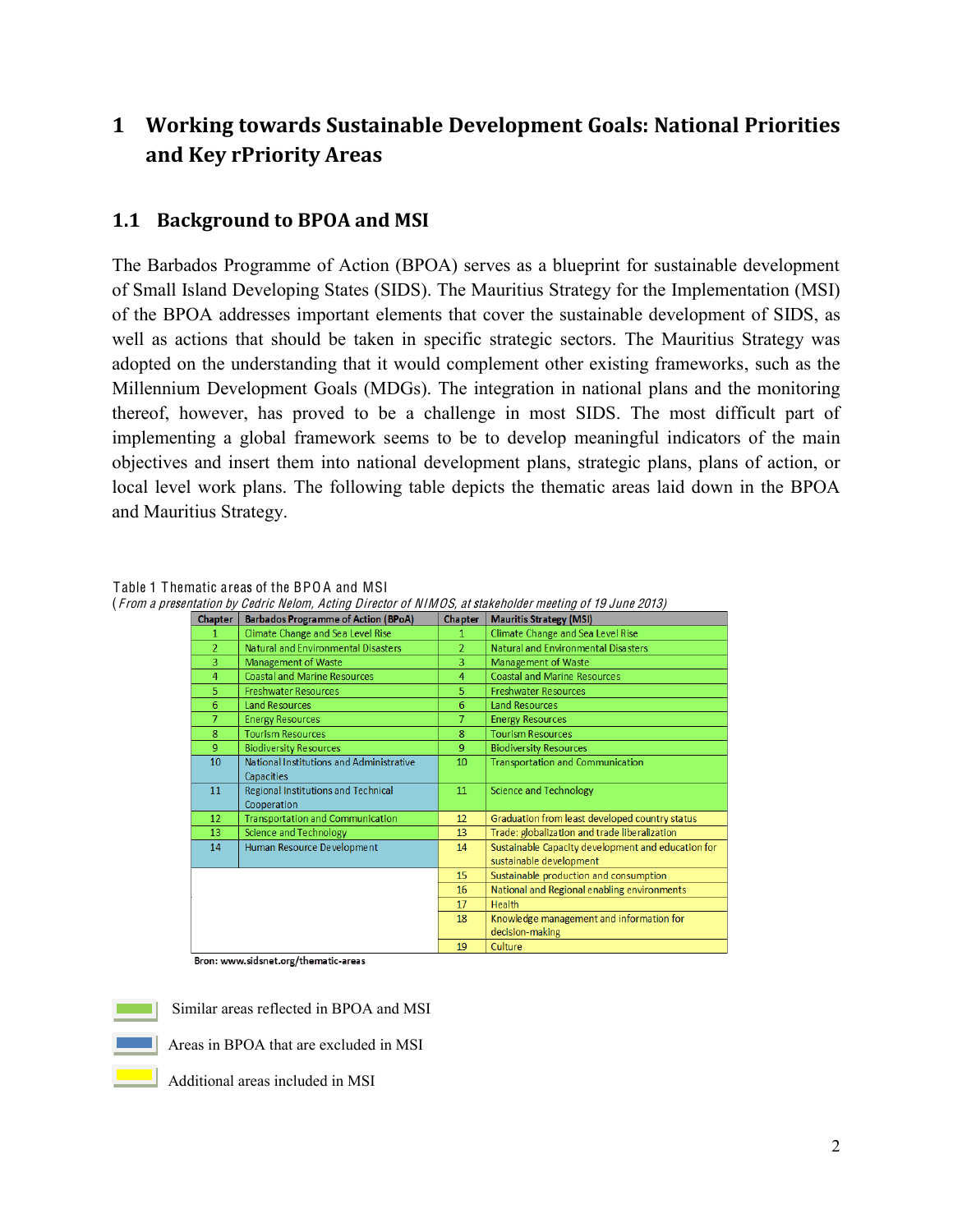# 1 Working towards Sustainable Development Goals: National Priorities and Key rPriority Areas

## 1.1 Background to BPOA and MSI

The Barbados Programme of Action (BPOA) serves as a blueprint for sustainable development of Small Island Developing States (SIDS). The Mauritius Strategy for the Implementation (MSI) of the BPOA addresses important elements that cover the sustainable development of SIDS, as well as actions that should be taken in specific strategic sectors. The Mauritius Strategy was adopted on the understanding that it would complement other existing frameworks, such as the Millennium Development Goals (MDGs). The integration in national plans and the monitoring thereof, however, has proved to be a challenge in most SIDS. The most difficult part of implementing a global framework seems to be to develop meaningful indicators of the main objectives and insert them into national development plans, strategic plans, plans of action, or local level work plans. The following table depicts the thematic areas laid down in the BPOA and Mauritius Strategy.

Table 1 Thematic areas of the BPOA and MSI
(*From a presentation by Cedric Nelom, Acting Director of NIMOS, at stakeholder meeting of 19 June 2013)*

| Chapter | Barbados Programme of Action (BPoA) | Chapter | Mauritis Strategy (MSI) |
|---|---|---|---|
| 1 | Climate Change and Sea Level Rise | 1 | Climate Change and Sea Level Rise |
| 2 | Natural and Environmental Disasters | 2 | Natural and Environmental Disasters |
| 3 | Management of Waste | 3 | Management of Waste |
| 4 | Coastal and Marine Resources | 4 | Coastal and Marine Resources |
| 5 | Freshwater Resources | 5 | Freshwater Resources |
| 6 | Land Resources | 6 | Land Resources |
| 7 | Energy Resources | 7 | Energy Resources |
| 8 | Tourism Resources | 8 | Tourism Resources |
| 9 | Biodiversity Resources | 9 | Biodiversity Resources |
| 10 | National Institutions and Administrative Capacities | 10 | Transportation and Communication |
| 11 | Regional Institutions and Technical Cooperation | 11 | Science and Technology |
| 12 | Transportation and Communication | 12 | Graduation from least developed country status |
| 13 | Science and Technology | 13 | Trade: globalization and trade liberalization |
| 14 | Human Resource Development | 14 | Sustainable Capacity development and education for sustainable development |
| | | 15 | Sustainable production and consumption |
| | | 16 | National and Regional enabling environments |
| | | 17 | Health |
| | | 18 | Knowledge management and information for decision-making |
| | | 19 | Culture |

Bron: www.sidsnet.org/thematic-areas

- Similar areas reflected in BPOA and MSI (green)
- Areas in BPOA that are excluded in MSI (blue)
- Additional areas included in MSI (yellow)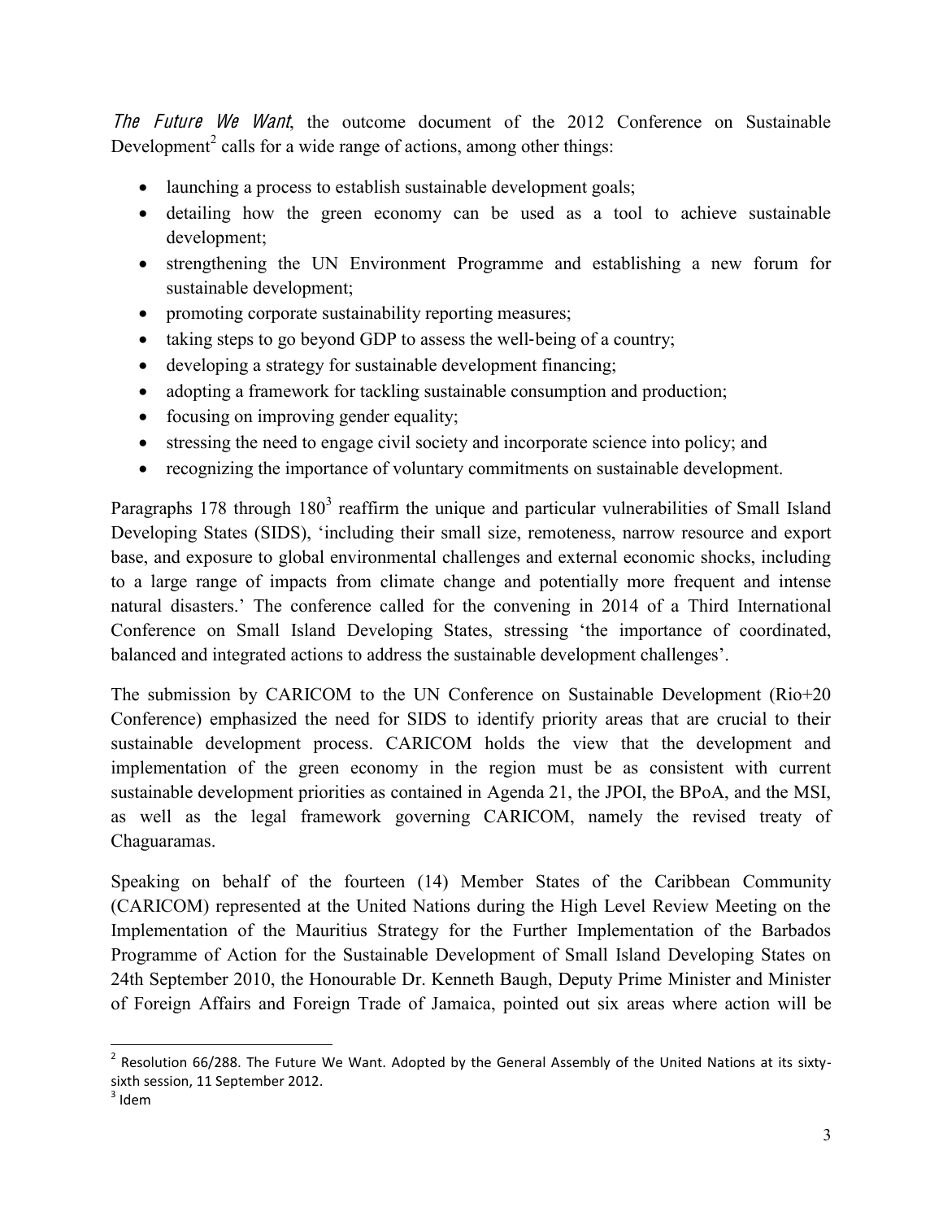*The Future We Want*, the outcome document of the 2012 Conference on Sustainable Development[2] calls for a wide range of actions, among other things:

- launching a process to establish sustainable development goals;
- detailing how the green economy can be used as a tool to achieve sustainable development;
- strengthening the UN Environment Programme and establishing a new forum for sustainable development;
- promoting corporate sustainability reporting measures;
- taking steps to go beyond GDP to assess the well-being of a country;
- developing a strategy for sustainable development financing;
- adopting a framework for tackling sustainable consumption and production;
- focusing on improving gender equality;
- stressing the need to engage civil society and incorporate science into policy; and
- recognizing the importance of voluntary commitments on sustainable development.

Paragraphs 178 through 180[3] reaffirm the unique and particular vulnerabilities of Small Island Developing States (SIDS), 'including their small size, remoteness, narrow resource and export base, and exposure to global environmental challenges and external economic shocks, including to a large range of impacts from climate change and potentially more frequent and intense natural disasters.' The conference called for the convening in 2014 of a Third International Conference on Small Island Developing States, stressing 'the importance of coordinated, balanced and integrated actions to address the sustainable development challenges'.

The submission by CARICOM to the UN Conference on Sustainable Development (Rio+20 Conference) emphasized the need for SIDS to identify priority areas that are crucial to their sustainable development process. CARICOM holds the view that the development and implementation of the green economy in the region must be as consistent with current sustainable development priorities as contained in Agenda 21, the JPOI, the BPoA, and the MSI, as well as the legal framework governing CARICOM, namely the revised treaty of Chaguaramas.

Speaking on behalf of the fourteen (14) Member States of the Caribbean Community (CARICOM) represented at the United Nations during the High Level Review Meeting on the Implementation of the Mauritius Strategy for the Further Implementation of the Barbados Programme of Action for the Sustainable Development of Small Island Developing States on 24th September 2010, the Honourable Dr. Kenneth Baugh, Deputy Prime Minister and Minister of Foreign Affairs and Foreign Trade of Jamaica, pointed out six areas where action will be

---

[2] Resolution 66/288. The Future We Want. Adopted by the General Assembly of the United Nations at its sixty-sixth session, 11 September 2012.

[3] Idem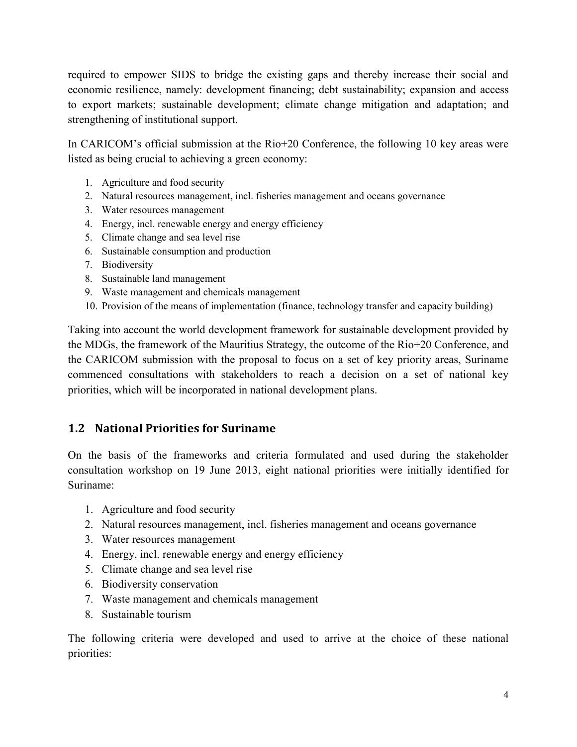required to empower SIDS to bridge the existing gaps and thereby increase their social and economic resilience, namely: development financing; debt sustainability; expansion and access to export markets; sustainable development; climate change mitigation and adaptation; and strengthening of institutional support.

In CARICOM's official submission at the Rio+20 Conference, the following 10 key areas were listed as being crucial to achieving a green economy:

1. Agriculture and food security
2. Natural resources management, incl. fisheries management and oceans governance
3. Water resources management
4. Energy, incl. renewable energy and energy efficiency
5. Climate change and sea level rise
6. Sustainable consumption and production
7. Biodiversity
8. Sustainable land management
9. Waste management and chemicals management
10. Provision of the means of implementation (finance, technology transfer and capacity building)

Taking into account the world development framework for sustainable development provided by the MDGs, the framework of the Mauritius Strategy, the outcome of the Rio+20 Conference, and the CARICOM submission with the proposal to focus on a set of key priority areas, Suriname commenced consultations with stakeholders to reach a decision on a set of national key priorities, which will be incorporated in national development plans.

## 1.2 National Priorities for Suriname

On the basis of the frameworks and criteria formulated and used during the stakeholder consultation workshop on 19 June 2013, eight national priorities were initially identified for Suriname:

1. Agriculture and food security
2. Natural resources management, incl. fisheries management and oceans governance
3. Water resources management
4. Energy, incl. renewable energy and energy efficiency
5. Climate change and sea level rise
6. Biodiversity conservation
7. Waste management and chemicals management
8. Sustainable tourism

The following criteria were developed and used to arrive at the choice of these national priorities: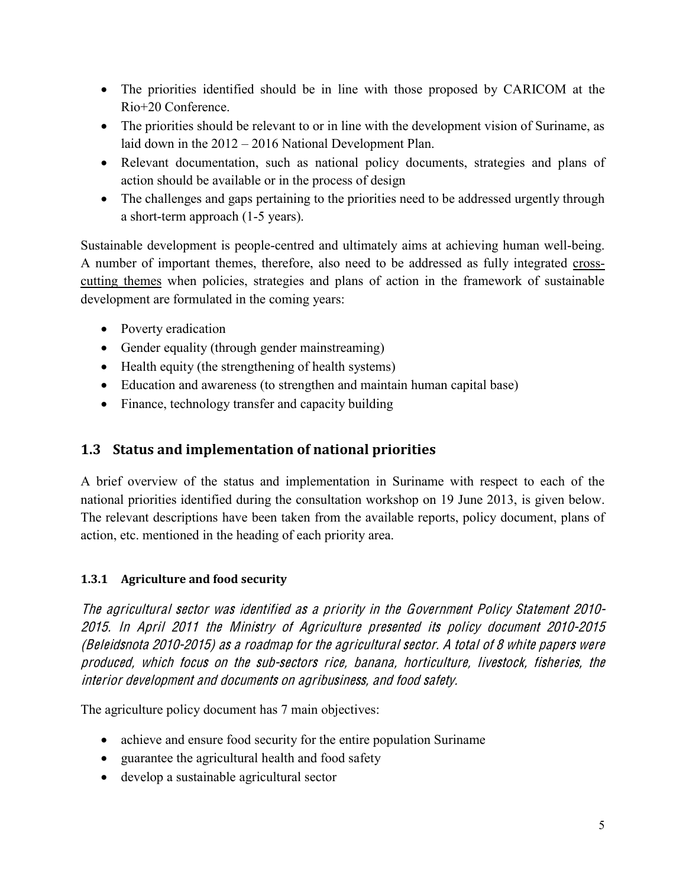- The priorities identified should be in line with those proposed by CARICOM at the Rio+20 Conference.
- The priorities should be relevant to or in line with the development vision of Suriname, as laid down in the 2012 – 2016 National Development Plan.
- Relevant documentation, such as national policy documents, strategies and plans of action should be available or in the process of design
- The challenges and gaps pertaining to the priorities need to be addressed urgently through a short-term approach (1-5 years).

Sustainable development is people-centred and ultimately aims at achieving human well-being. A number of important themes, therefore, also need to be addressed as fully integrated cross-cutting themes when policies, strategies and plans of action in the framework of sustainable development are formulated in the coming years:

- Poverty eradication
- Gender equality (through gender mainstreaming)
- Health equity (the strengthening of health systems)
- Education and awareness (to strengthen and maintain human capital base)
- Finance, technology transfer and capacity building

## 1.3 Status and implementation of national priorities

A brief overview of the status and implementation in Suriname with respect to each of the national priorities identified during the consultation workshop on 19 June 2013, is given below. The relevant descriptions have been taken from the available reports, policy document, plans of action, etc. mentioned in the heading of each priority area.

### 1.3.1 Agriculture and food security

*The agricultural sector was identified as a priority in the Government Policy Statement 2010-2015. In April 2011 the Ministry of Agriculture presented its policy document 2010-2015 (Beleidsnota 2010-2015) as a roadmap for the agricultural sector. A total of 8 white papers were produced, which focus on the sub-sectors rice, banana, horticulture, livestock, fisheries, the interior development and documents on agribusiness, and food safety.*

The agriculture policy document has 7 main objectives:

- achieve and ensure food security for the entire population Suriname
- guarantee the agricultural health and food safety
- develop a sustainable agricultural sector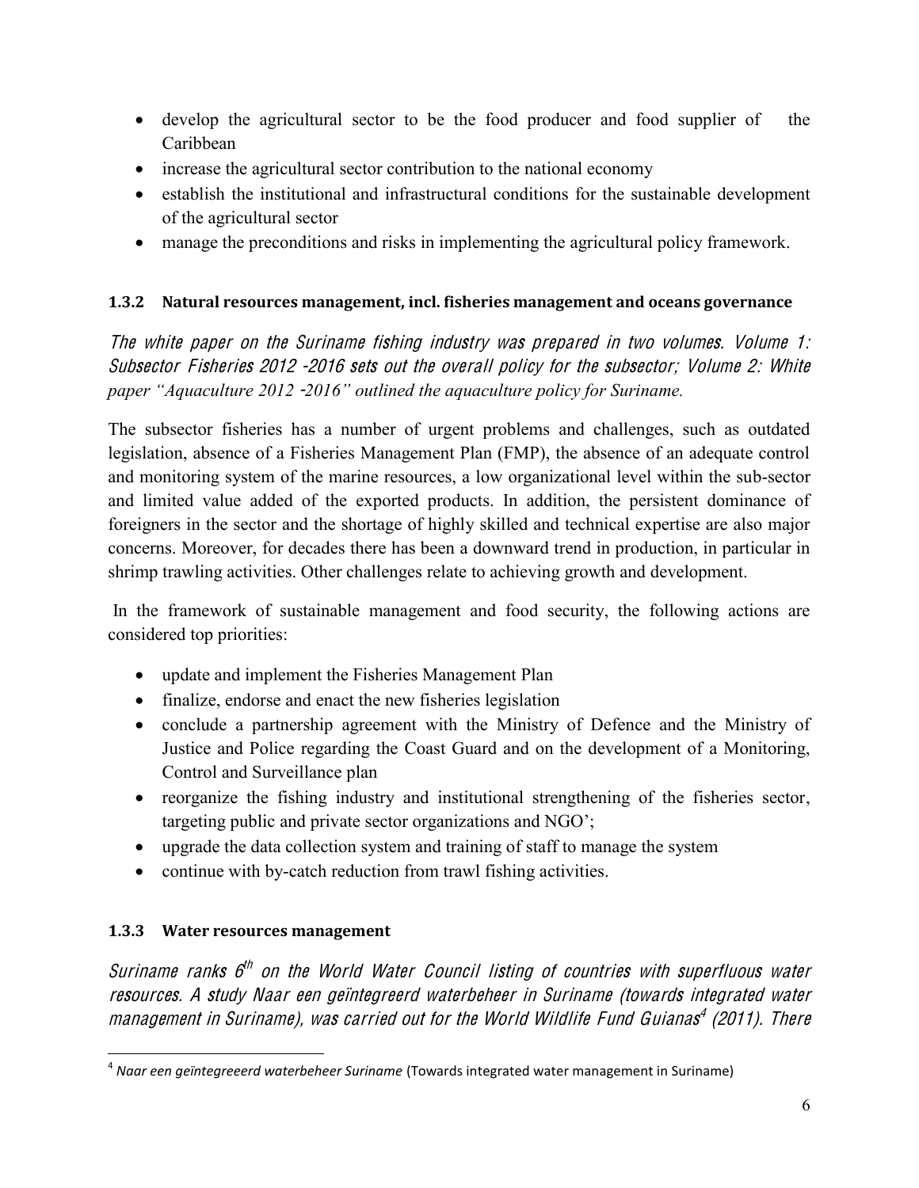- develop the agricultural sector to be the food producer and food supplier of the Caribbean
- increase the agricultural sector contribution to the national economy
- establish the institutional and infrastructural conditions for the sustainable development of the agricultural sector
- manage the preconditions and risks in implementing the agricultural policy framework.

### 1.3.2 Natural resources management, incl. fisheries management and oceans governance

*The white paper on the Suriname fishing industry was prepared in two volumes. Volume 1: Subsector Fisheries 2012 -2016 sets out the overall policy for the subsector; Volume 2: White paper "Aquaculture 2012 -2016" outlined the aquaculture policy for Suriname.*

The subsector fisheries has a number of urgent problems and challenges, such as outdated legislation, absence of a Fisheries Management Plan (FMP), the absence of an adequate control and monitoring system of the marine resources, a low organizational level within the sub-sector and limited value added of the exported products. In addition, the persistent dominance of foreigners in the sector and the shortage of highly skilled and technical expertise are also major concerns. Moreover, for decades there has been a downward trend in production, in particular in shrimp trawling activities. Other challenges relate to achieving growth and development.

In the framework of sustainable management and food security, the following actions are considered top priorities:

- update and implement the Fisheries Management Plan
- finalize, endorse and enact the new fisheries legislation
- conclude a partnership agreement with the Ministry of Defence and the Ministry of Justice and Police regarding the Coast Guard and on the development of a Monitoring, Control and Surveillance plan
- reorganize the fishing industry and institutional strengthening of the fisheries sector, targeting public and private sector organizations and NGO';
- upgrade the data collection system and training of staff to manage the system
- continue with by-catch reduction from trawl fishing activities.

### 1.3.3 Water resources management

*Suriname ranks 6th on the World Water Council listing of countries with superfluous water resources. A study Naar een geïntegreerd waterbeheer in Suriname (towards integrated water management in Suriname), was carried out for the World Wildlife Fund Guianas[4] (2011). There*

[4] *Naar een geïntegreeerd waterbeheer Suriname* (Towards integrated water management in Suriname)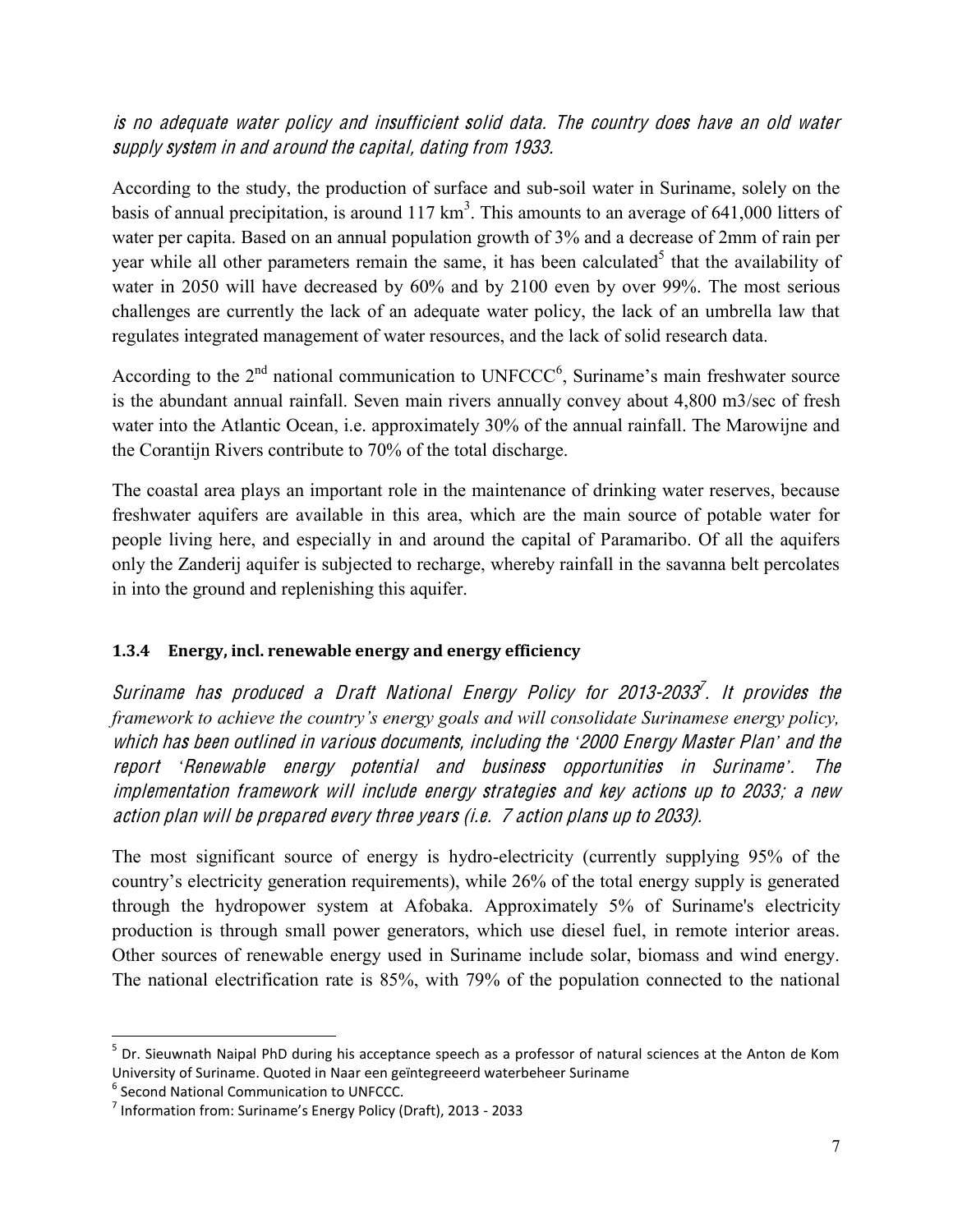*is no adequate water policy and insufficient solid data. The country does have an old water supply system in and around the capital, dating from 1933.*

According to the study, the production of surface and sub-soil water in Suriname, solely on the basis of annual precipitation, is around 117 km$^3$. This amounts to an average of 641,000 litters of water per capita. Based on an annual population growth of 3% and a decrease of 2mm of rain per year while all other parameters remain the same, it has been calculated[5] that the availability of water in 2050 will have decreased by 60% and by 2100 even by over 99%. The most serious challenges are currently the lack of an adequate water policy, the lack of an umbrella law that regulates integrated management of water resources, and the lack of solid research data.

According to the 2nd national communication to UNFCCC[6], Suriname's main freshwater source is the abundant annual rainfall. Seven main rivers annually convey about 4,800 m3/sec of fresh water into the Atlantic Ocean, i.e. approximately 30% of the annual rainfall. The Marowijne and the Corantijn Rivers contribute to 70% of the total discharge.

The coastal area plays an important role in the maintenance of drinking water reserves, because freshwater aquifers are available in this area, which are the main source of potable water for people living here, and especially in and around the capital of Paramaribo. Of all the aquifers only the Zanderij aquifer is subjected to recharge, whereby rainfall in the savanna belt percolates in into the ground and replenishing this aquifer.

### 1.3.4 Energy, incl. renewable energy and energy efficiency

*Suriname has produced a Draft National Energy Policy for 2013-2033[7]. It provides the framework to achieve the country's energy goals and will consolidate Surinamese energy policy, which has been outlined in various documents, including the '2000 Energy Master Plan' and the report 'Renewable energy potential and business opportunities in Suriname'. The implementation framework will include energy strategies and key actions up to 2033; a new action plan will be prepared every three years (i.e. 7 action plans up to 2033).*

The most significant source of energy is hydro-electricity (currently supplying 95% of the country's electricity generation requirements), while 26% of the total energy supply is generated through the hydropower system at Afobaka. Approximately 5% of Suriname's electricity production is through small power generators, which use diesel fuel, in remote interior areas. Other sources of renewable energy used in Suriname include solar, biomass and wind energy. The national electrification rate is 85%, with 79% of the population connected to the national

---

[5] Dr. Sieuwnath Naipal PhD during his acceptance speech as a professor of natural sciences at the Anton de Kom University of Suriname. Quoted in Naar een geïntegreeerd waterbeheer Suriname

[6] Second National Communication to UNFCCC.

[7] Information from: Suriname's Energy Policy (Draft), 2013 - 2033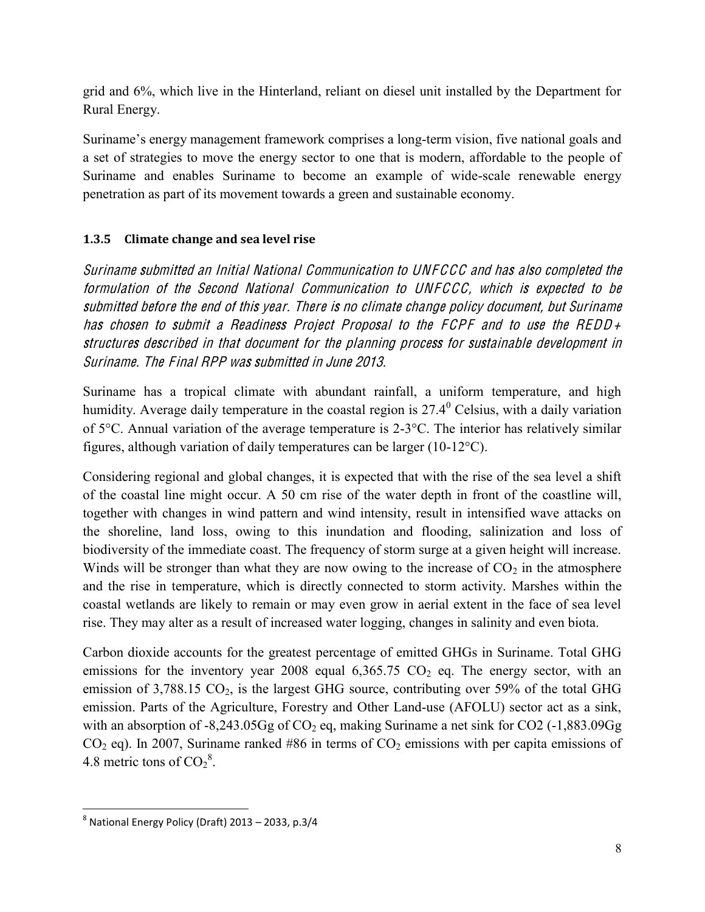grid and 6%, which live in the Hinterland, reliant on diesel unit installed by the Department for Rural Energy.

Suriname's energy management framework comprises a long-term vision, five national goals and a set of strategies to move the energy sector to one that is modern, affordable to the people of Suriname and enables Suriname to become an example of wide-scale renewable energy penetration as part of its movement towards a green and sustainable economy.

### 1.3.5 Climate change and sea level rise

*Suriname submitted an Initial National Communication to UNFCCC and has also completed the formulation of the Second National Communication to UNFCCC, which is expected to be submitted before the end of this year. There is no climate change policy document, but Suriname has chosen to submit a Readiness Project Proposal to the FCPF and to use the REDD+ structures described in that document for the planning process for sustainable development in Suriname. The Final RPP was submitted in June 2013.*

Suriname has a tropical climate with abundant rainfall, a uniform temperature, and high humidity. Average daily temperature in the coastal region is $27.4^0$ Celsius, with a daily variation of 5°C. Annual variation of the average temperature is 2-3°C. The interior has relatively similar figures, although variation of daily temperatures can be larger (10-12°C).

Considering regional and global changes, it is expected that with the rise of the sea level a shift of the coastal line might occur. A 50 cm rise of the water depth in front of the coastline will, together with changes in wind pattern and wind intensity, result in intensified wave attacks on the shoreline, land loss, owing to this inundation and flooding, salinization and loss of biodiversity of the immediate coast. The frequency of storm surge at a given height will increase. Winds will be stronger than what they are now owing to the increase of $CO_2$ in the atmosphere and the rise in temperature, which is directly connected to storm activity. Marshes within the coastal wetlands are likely to remain or may even grow in aerial extent in the face of sea level rise. They may alter as a result of increased water logging, changes in salinity and even biota.

Carbon dioxide accounts for the greatest percentage of emitted GHGs in Suriname. Total GHG emissions for the inventory year 2008 equal 6,365.75 $CO_2$ eq. The energy sector, with an emission of 3,788.15 $CO_2$, is the largest GHG source, contributing over 59% of the total GHG emission. Parts of the Agriculture, Forestry and Other Land-use (AFOLU) sector act as a sink, with an absorption of -8,243.05Gg of $CO_2$ eq, making Suriname a net sink for CO2 (-1,883.09Gg $CO_2$ eq). In 2007, Suriname ranked #86 in terms of $CO_2$ emissions with per capita emissions of 4.8 metric tons of $CO_2$[8].

[8] National Energy Policy (Draft) 2013 – 2033, p.3/4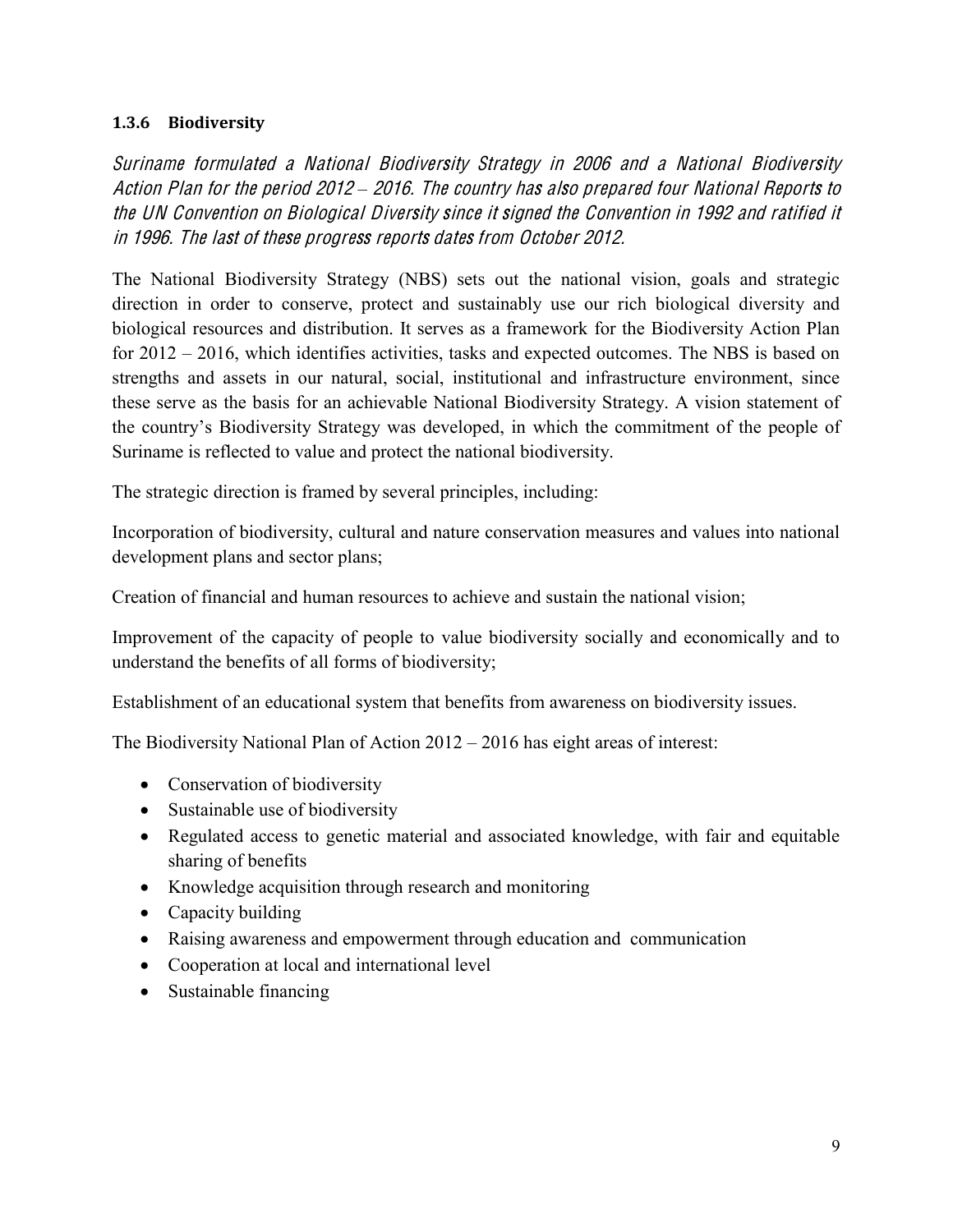### 1.3.6 Biodiversity

*Suriname formulated a National Biodiversity Strategy in 2006 and a National Biodiversity Action Plan for the period 2012 – 2016. The country has also prepared four National Reports to the UN Convention on Biological Diversity since it signed the Convention in 1992 and ratified it in 1996. The last of these progress reports dates from October 2012.*

The National Biodiversity Strategy (NBS) sets out the national vision, goals and strategic direction in order to conserve, protect and sustainably use our rich biological diversity and biological resources and distribution. It serves as a framework for the Biodiversity Action Plan for 2012 – 2016, which identifies activities, tasks and expected outcomes. The NBS is based on strengths and assets in our natural, social, institutional and infrastructure environment, since these serve as the basis for an achievable National Biodiversity Strategy. A vision statement of the country's Biodiversity Strategy was developed, in which the commitment of the people of Suriname is reflected to value and protect the national biodiversity.

The strategic direction is framed by several principles, including:

Incorporation of biodiversity, cultural and nature conservation measures and values into national development plans and sector plans;

Creation of financial and human resources to achieve and sustain the national vision;

Improvement of the capacity of people to value biodiversity socially and economically and to understand the benefits of all forms of biodiversity;

Establishment of an educational system that benefits from awareness on biodiversity issues.

The Biodiversity National Plan of Action 2012 – 2016 has eight areas of interest:

- Conservation of biodiversity
- Sustainable use of biodiversity
- Regulated access to genetic material and associated knowledge, with fair and equitable sharing of benefits
- Knowledge acquisition through research and monitoring
- Capacity building
- Raising awareness and empowerment through education and communication
- Cooperation at local and international level
- Sustainable financing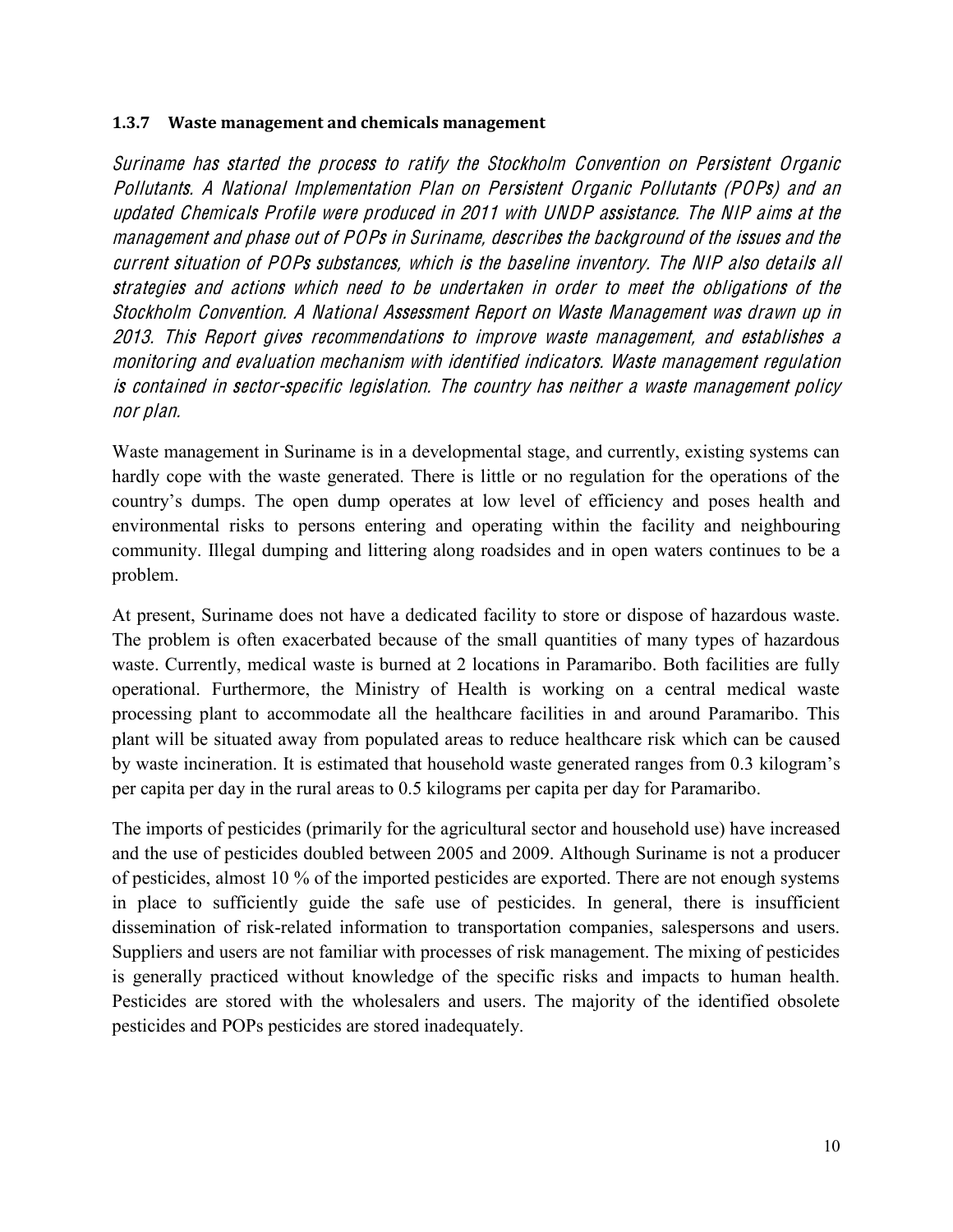### 1.3.7 Waste management and chemicals management

*Suriname has started the process to ratify the Stockholm Convention on Persistent Organic Pollutants. A National Implementation Plan on Persistent Organic Pollutants (POPs) and an updated Chemicals Profile were produced in 2011 with UNDP assistance. The NIP aims at the management and phase out of POPs in Suriname, describes the background of the issues and the current situation of POPs substances, which is the baseline inventory. The NIP also details all strategies and actions which need to be undertaken in order to meet the obligations of the Stockholm Convention. A National Assessment Report on Waste Management was drawn up in 2013. This Report gives recommendations to improve waste management, and establishes a monitoring and evaluation mechanism with identified indicators. Waste management regulation is contained in sector-specific legislation. The country has neither a waste management policy nor plan.*

Waste management in Suriname is in a developmental stage, and currently, existing systems can hardly cope with the waste generated. There is little or no regulation for the operations of the country's dumps. The open dump operates at low level of efficiency and poses health and environmental risks to persons entering and operating within the facility and neighbouring community. Illegal dumping and littering along roadsides and in open waters continues to be a problem.

At present, Suriname does not have a dedicated facility to store or dispose of hazardous waste. The problem is often exacerbated because of the small quantities of many types of hazardous waste. Currently, medical waste is burned at 2 locations in Paramaribo. Both facilities are fully operational. Furthermore, the Ministry of Health is working on a central medical waste processing plant to accommodate all the healthcare facilities in and around Paramaribo. This plant will be situated away from populated areas to reduce healthcare risk which can be caused by waste incineration. It is estimated that household waste generated ranges from 0.3 kilogram's per capita per day in the rural areas to 0.5 kilograms per capita per day for Paramaribo.

The imports of pesticides (primarily for the agricultural sector and household use) have increased and the use of pesticides doubled between 2005 and 2009. Although Suriname is not a producer of pesticides, almost 10 % of the imported pesticides are exported. There are not enough systems in place to sufficiently guide the safe use of pesticides. In general, there is insufficient dissemination of risk-related information to transportation companies, salespersons and users. Suppliers and users are not familiar with processes of risk management. The mixing of pesticides is generally practiced without knowledge of the specific risks and impacts to human health. Pesticides are stored with the wholesalers and users. The majority of the identified obsolete pesticides and POPs pesticides are stored inadequately.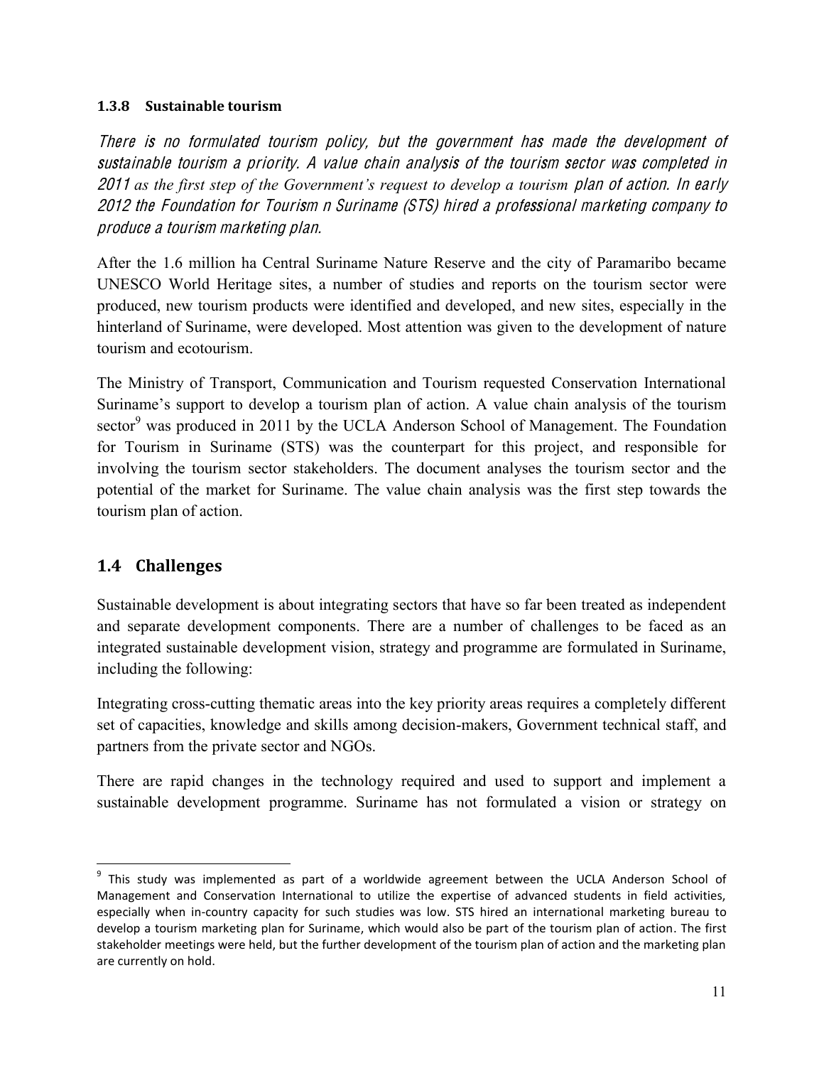#### 1.3.8 Sustainable tourism

*There is no formulated tourism policy, but the government has made the development of sustainable tourism a priority. A value chain analysis of the tourism sector was completed in 2011 as the first step of the Government's request to develop a tourism plan of action. In early 2012 the Foundation for Tourism n Suriname (STS) hired a professional marketing company to produce a tourism marketing plan.*

After the 1.6 million ha Central Suriname Nature Reserve and the city of Paramaribo became UNESCO World Heritage sites, a number of studies and reports on the tourism sector were produced, new tourism products were identified and developed, and new sites, especially in the hinterland of Suriname, were developed. Most attention was given to the development of nature tourism and ecotourism.

The Ministry of Transport, Communication and Tourism requested Conservation International Suriname's support to develop a tourism plan of action. A value chain analysis of the tourism sector[9] was produced in 2011 by the UCLA Anderson School of Management. The Foundation for Tourism in Suriname (STS) was the counterpart for this project, and responsible for involving the tourism sector stakeholders. The document analyses the tourism sector and the potential of the market for Suriname. The value chain analysis was the first step towards the tourism plan of action.

## 1.4 Challenges

Sustainable development is about integrating sectors that have so far been treated as independent and separate development components. There are a number of challenges to be faced as an integrated sustainable development vision, strategy and programme are formulated in Suriname, including the following:

Integrating cross-cutting thematic areas into the key priority areas requires a completely different set of capacities, knowledge and skills among decision-makers, Government technical staff, and partners from the private sector and NGOs.

There are rapid changes in the technology required and used to support and implement a sustainable development programme. Suriname has not formulated a vision or strategy on

[9] This study was implemented as part of a worldwide agreement between the UCLA Anderson School of Management and Conservation International to utilize the expertise of advanced students in field activities, especially when in-country capacity for such studies was low. STS hired an international marketing bureau to develop a tourism marketing plan for Suriname, which would also be part of the tourism plan of action. The first stakeholder meetings were held, but the further development of the tourism plan of action and the marketing plan are currently on hold.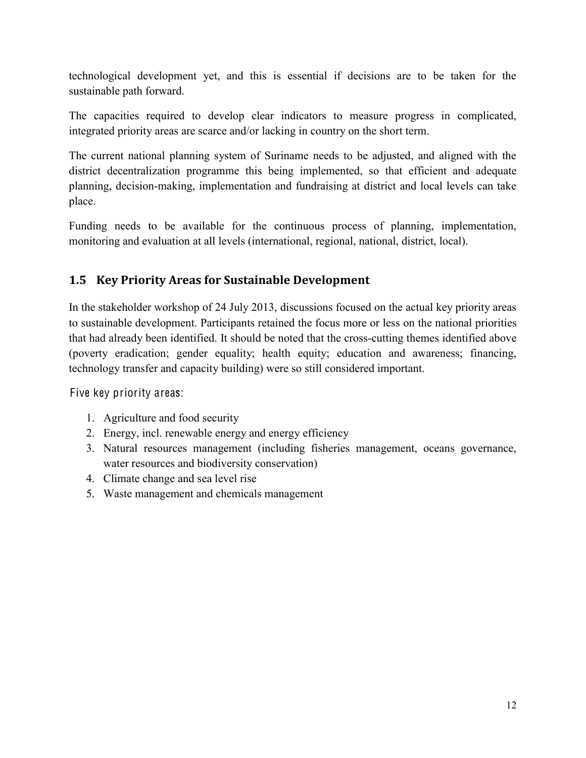technological development yet, and this is essential if decisions are to be taken for the sustainable path forward.

The capacities required to develop clear indicators to measure progress in complicated, integrated priority areas are scarce and/or lacking in country on the short term.

The current national planning system of Suriname needs to be adjusted, and aligned with the district decentralization programme this being implemented, so that efficient and adequate planning, decision-making, implementation and fundraising at district and local levels can take place.

Funding needs to be available for the continuous process of planning, implementation, monitoring and evaluation at all levels (international, regional, national, district, local).

## 1.5 Key Priority Areas for Sustainable Development

In the stakeholder workshop of 24 July 2013, discussions focused on the actual key priority areas to sustainable development. Participants retained the focus more or less on the national priorities that had already been identified. It should be noted that the cross-cutting themes identified above (poverty eradication; gender equality; health equity; education and awareness; financing, technology transfer and capacity building) were so still considered important.

Five key priority areas:

1. Agriculture and food security
2. Energy, incl. renewable energy and energy efficiency
3. Natural resources management (including fisheries management, oceans governance, water resources and biodiversity conservation)
4. Climate change and sea level rise
5. Waste management and chemicals management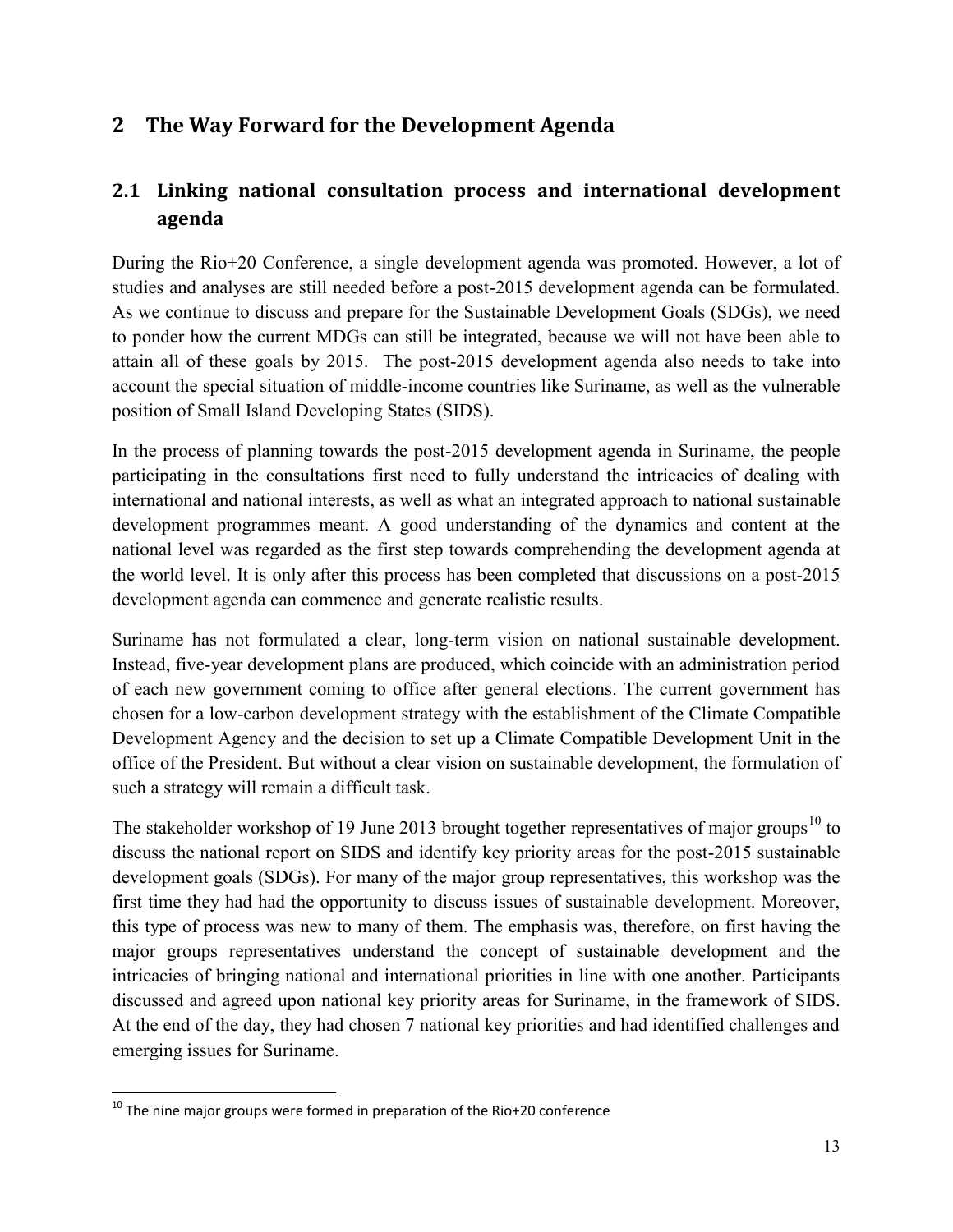# 2 The Way Forward for the Development Agenda

## 2.1 Linking national consultation process and international development agenda

During the Rio+20 Conference, a single development agenda was promoted. However, a lot of studies and analyses are still needed before a post-2015 development agenda can be formulated. As we continue to discuss and prepare for the Sustainable Development Goals (SDGs), we need to ponder how the current MDGs can still be integrated, because we will not have been able to attain all of these goals by 2015. The post-2015 development agenda also needs to take into account the special situation of middle-income countries like Suriname, as well as the vulnerable position of Small Island Developing States (SIDS).

In the process of planning towards the post-2015 development agenda in Suriname, the people participating in the consultations first need to fully understand the intricacies of dealing with international and national interests, as well as what an integrated approach to national sustainable development programmes meant. A good understanding of the dynamics and content at the national level was regarded as the first step towards comprehending the development agenda at the world level. It is only after this process has been completed that discussions on a post-2015 development agenda can commence and generate realistic results.

Suriname has not formulated a clear, long-term vision on national sustainable development. Instead, five-year development plans are produced, which coincide with an administration period of each new government coming to office after general elections. The current government has chosen for a low-carbon development strategy with the establishment of the Climate Compatible Development Agency and the decision to set up a Climate Compatible Development Unit in the office of the President. But without a clear vision on sustainable development, the formulation of such a strategy will remain a difficult task.

The stakeholder workshop of 19 June 2013 brought together representatives of major groups[10] to discuss the national report on SIDS and identify key priority areas for the post-2015 sustainable development goals (SDGs). For many of the major group representatives, this workshop was the first time they had had the opportunity to discuss issues of sustainable development. Moreover, this type of process was new to many of them. The emphasis was, therefore, on first having the major groups representatives understand the concept of sustainable development and the intricacies of bringing national and international priorities in line with one another. Participants discussed and agreed upon national key priority areas for Suriname, in the framework of SIDS. At the end of the day, they had chosen 7 national key priorities and had identified challenges and emerging issues for Suriname.

[10] The nine major groups were formed in preparation of the Rio+20 conference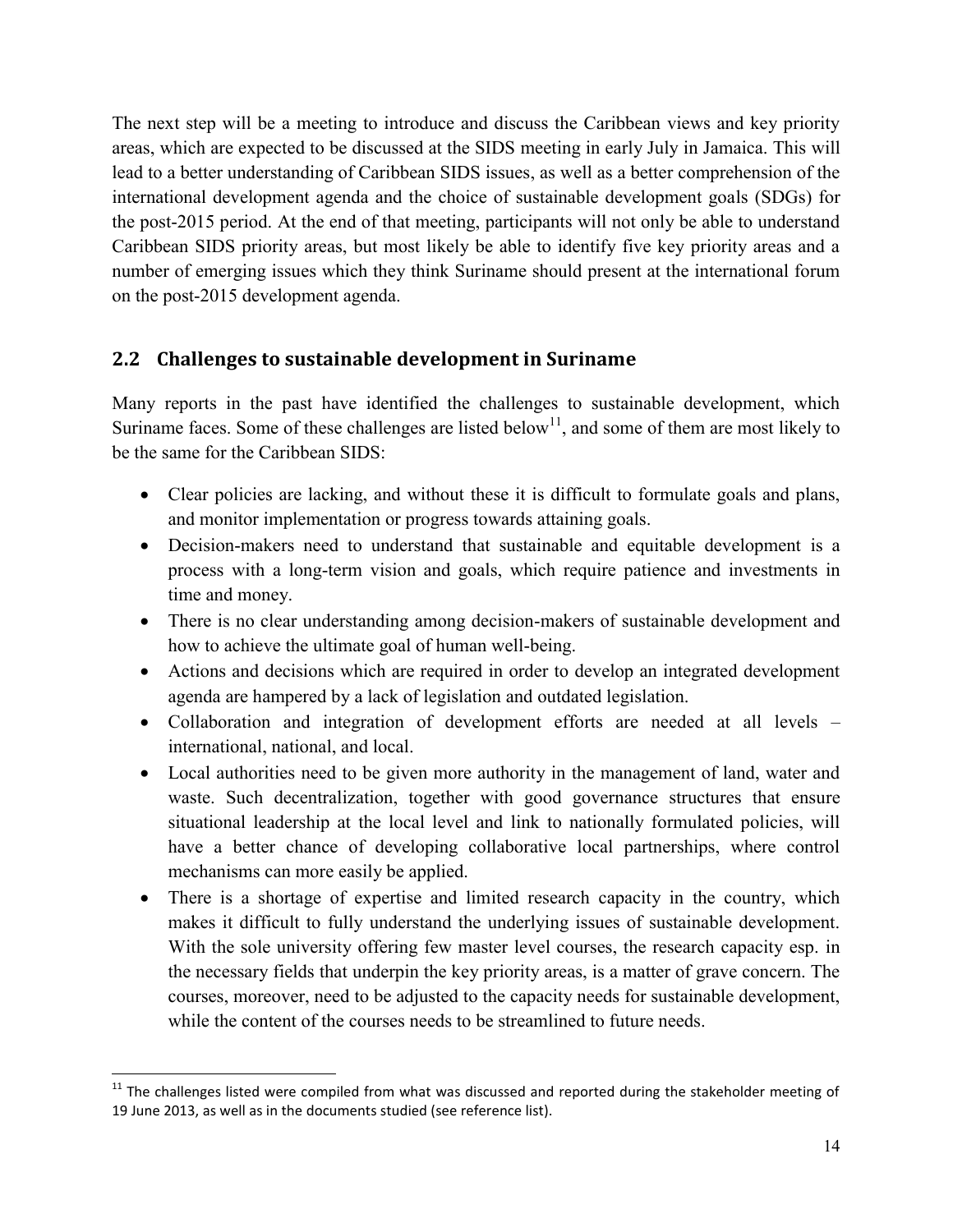The next step will be a meeting to introduce and discuss the Caribbean views and key priority areas, which are expected to be discussed at the SIDS meeting in early July in Jamaica. This will lead to a better understanding of Caribbean SIDS issues, as well as a better comprehension of the international development agenda and the choice of sustainable development goals (SDGs) for the post-2015 period. At the end of that meeting, participants will not only be able to understand Caribbean SIDS priority areas, but most likely be able to identify five key priority areas and a number of emerging issues which they think Suriname should present at the international forum on the post-2015 development agenda.

## 2.2 Challenges to sustainable development in Suriname

Many reports in the past have identified the challenges to sustainable development, which Suriname faces. Some of these challenges are listed below[11], and some of them are most likely to be the same for the Caribbean SIDS:

- Clear policies are lacking, and without these it is difficult to formulate goals and plans, and monitor implementation or progress towards attaining goals.
- Decision-makers need to understand that sustainable and equitable development is a process with a long-term vision and goals, which require patience and investments in time and money.
- There is no clear understanding among decision-makers of sustainable development and how to achieve the ultimate goal of human well-being.
- Actions and decisions which are required in order to develop an integrated development agenda are hampered by a lack of legislation and outdated legislation.
- Collaboration and integration of development efforts are needed at all levels – international, national, and local.
- Local authorities need to be given more authority in the management of land, water and waste. Such decentralization, together with good governance structures that ensure situational leadership at the local level and link to nationally formulated policies, will have a better chance of developing collaborative local partnerships, where control mechanisms can more easily be applied.
- There is a shortage of expertise and limited research capacity in the country, which makes it difficult to fully understand the underlying issues of sustainable development. With the sole university offering few master level courses, the research capacity esp. in the necessary fields that underpin the key priority areas, is a matter of grave concern. The courses, moreover, need to be adjusted to the capacity needs for sustainable development, while the content of the courses needs to be streamlined to future needs.

[11] The challenges listed were compiled from what was discussed and reported during the stakeholder meeting of 19 June 2013, as well as in the documents studied (see reference list).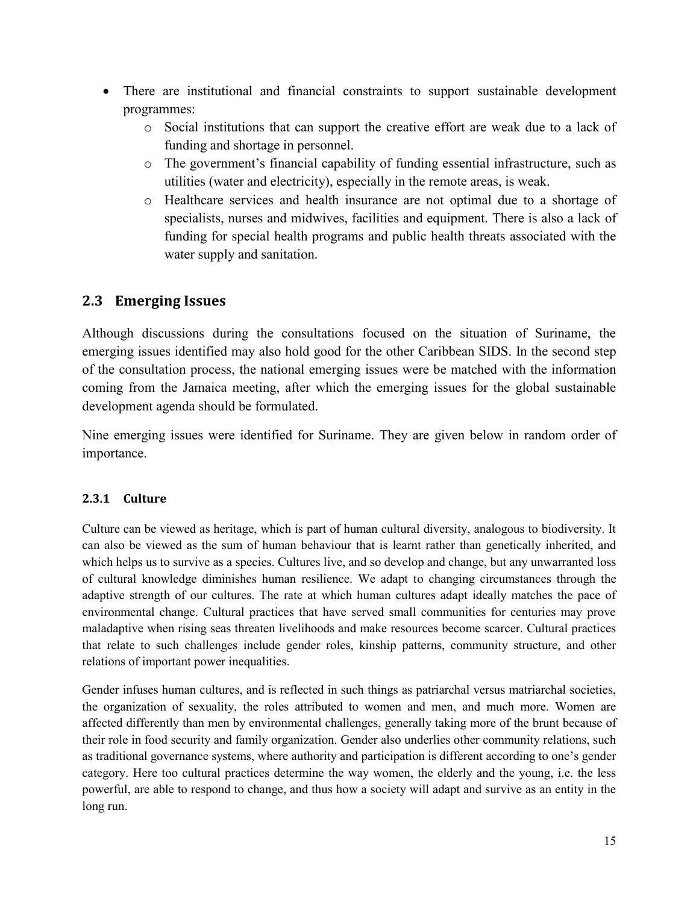- There are institutional and financial constraints to support sustainable development programmes:
    - Social institutions that can support the creative effort are weak due to a lack of funding and shortage in personnel.
    - The government's financial capability of funding essential infrastructure, such as utilities (water and electricity), especially in the remote areas, is weak.
    - Healthcare services and health insurance are not optimal due to a shortage of specialists, nurses and midwives, facilities and equipment. There is also a lack of funding for special health programs and public health threats associated with the water supply and sanitation.

## 2.3 Emerging Issues

Although discussions during the consultations focused on the situation of Suriname, the emerging issues identified may also hold good for the other Caribbean SIDS. In the second step of the consultation process, the national emerging issues were be matched with the information coming from the Jamaica meeting, after which the emerging issues for the global sustainable development agenda should be formulated.

Nine emerging issues were identified for Suriname. They are given below in random order of importance.

### 2.3.1 Culture

Culture can be viewed as heritage, which is part of human cultural diversity, analogous to biodiversity. It can also be viewed as the sum of human behaviour that is learnt rather than genetically inherited, and which helps us to survive as a species. Cultures live, and so develop and change, but any unwarranted loss of cultural knowledge diminishes human resilience. We adapt to changing circumstances through the adaptive strength of our cultures. The rate at which human cultures adapt ideally matches the pace of environmental change. Cultural practices that have served small communities for centuries may prove maladaptive when rising seas threaten livelihoods and make resources become scarcer. Cultural practices that relate to such challenges include gender roles, kinship patterns, community structure, and other relations of important power inequalities.

Gender infuses human cultures, and is reflected in such things as patriarchal versus matriarchal societies, the organization of sexuality, the roles attributed to women and men, and much more. Women are affected differently than men by environmental challenges, generally taking more of the brunt because of their role in food security and family organization. Gender also underlies other community relations, such as traditional governance systems, where authority and participation is different according to one's gender category. Here too cultural practices determine the way women, the elderly and the young, i.e. the less powerful, are able to respond to change, and thus how a society will adapt and survive as an entity in the long run.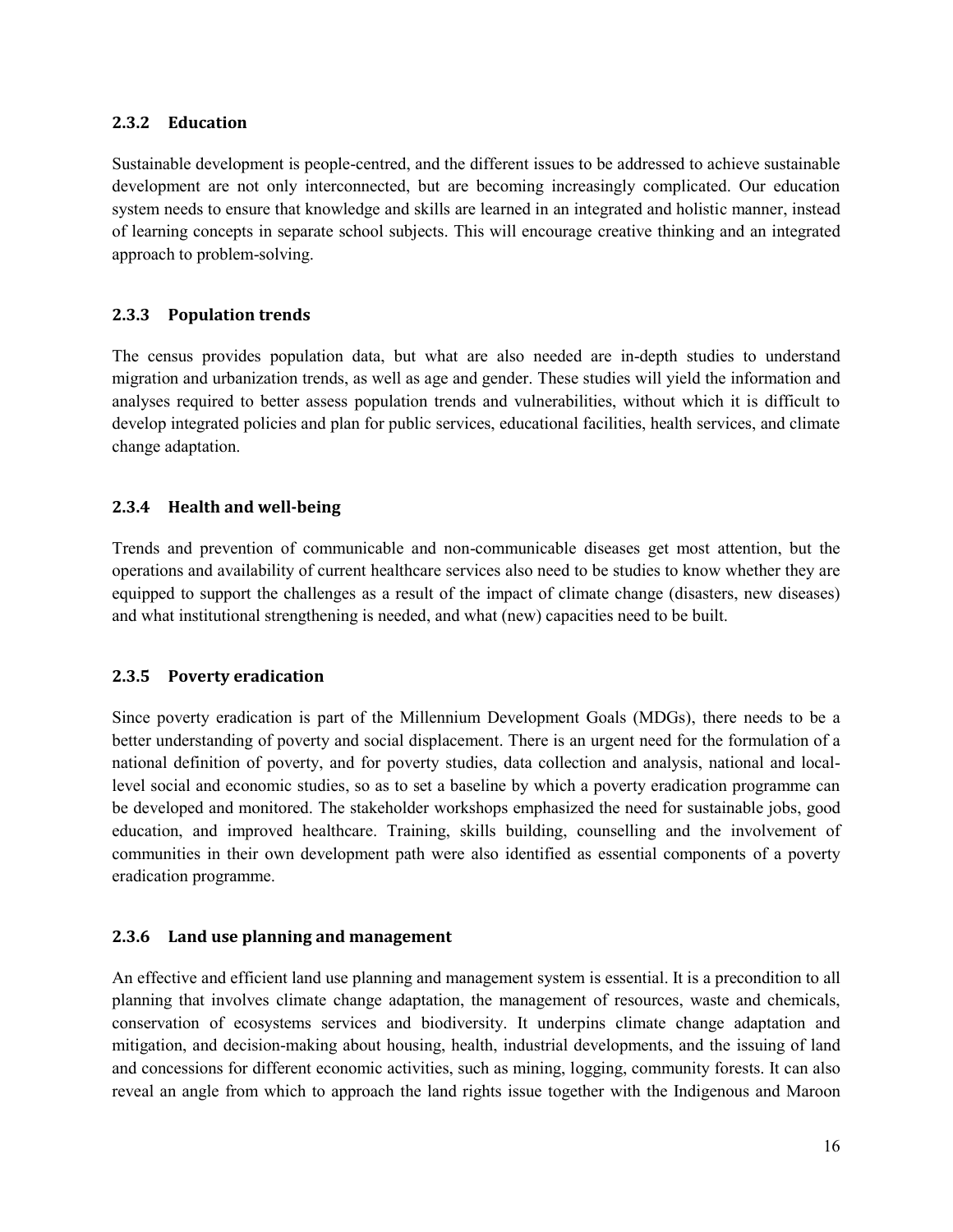### 2.3.2 Education

Sustainable development is people-centred, and the different issues to be addressed to achieve sustainable development are not only interconnected, but are becoming increasingly complicated. Our education system needs to ensure that knowledge and skills are learned in an integrated and holistic manner, instead of learning concepts in separate school subjects. This will encourage creative thinking and an integrated approach to problem-solving.

### 2.3.3 Population trends

The census provides population data, but what are also needed are in-depth studies to understand migration and urbanization trends, as well as age and gender. These studies will yield the information and analyses required to better assess population trends and vulnerabilities, without which it is difficult to develop integrated policies and plan for public services, educational facilities, health services, and climate change adaptation.

### 2.3.4 Health and well-being

Trends and prevention of communicable and non-communicable diseases get most attention, but the operations and availability of current healthcare services also need to be studies to know whether they are equipped to support the challenges as a result of the impact of climate change (disasters, new diseases) and what institutional strengthening is needed, and what (new) capacities need to be built.

### 2.3.5 Poverty eradication

Since poverty eradication is part of the Millennium Development Goals (MDGs), there needs to be a better understanding of poverty and social displacement. There is an urgent need for the formulation of a national definition of poverty, and for poverty studies, data collection and analysis, national and local-level social and economic studies, so as to set a baseline by which a poverty eradication programme can be developed and monitored. The stakeholder workshops emphasized the need for sustainable jobs, good education, and improved healthcare. Training, skills building, counselling and the involvement of communities in their own development path were also identified as essential components of a poverty eradication programme.

### 2.3.6 Land use planning and management

An effective and efficient land use planning and management system is essential. It is a precondition to all planning that involves climate change adaptation, the management of resources, waste and chemicals, conservation of ecosystems services and biodiversity. It underpins climate change adaptation and mitigation, and decision-making about housing, health, industrial developments, and the issuing of land and concessions for different economic activities, such as mining, logging, community forests. It can also reveal an angle from which to approach the land rights issue together with the Indigenous and Maroon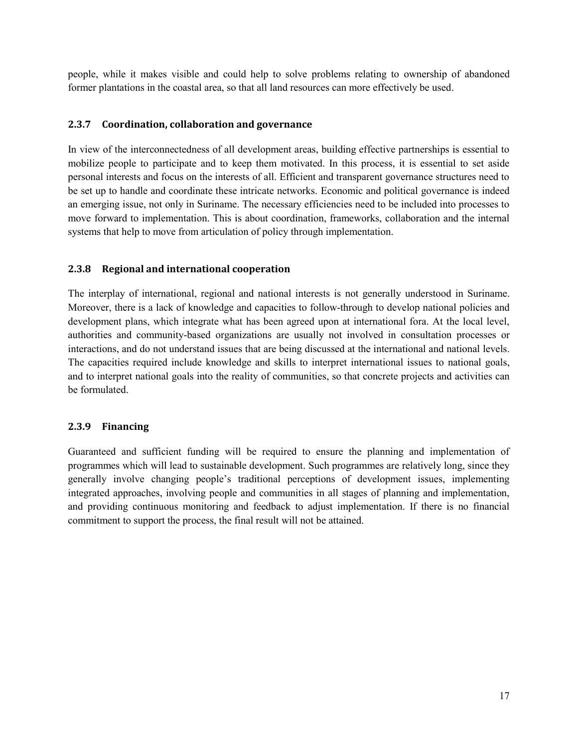people, while it makes visible and could help to solve problems relating to ownership of abandoned former plantations in the coastal area, so that all land resources can more effectively be used.

### 2.3.7 Coordination, collaboration and governance

In view of the interconnectedness of all development areas, building effective partnerships is essential to mobilize people to participate and to keep them motivated. In this process, it is essential to set aside personal interests and focus on the interests of all. Efficient and transparent governance structures need to be set up to handle and coordinate these intricate networks. Economic and political governance is indeed an emerging issue, not only in Suriname. The necessary efficiencies need to be included into processes to move forward to implementation. This is about coordination, frameworks, collaboration and the internal systems that help to move from articulation of policy through implementation.

### 2.3.8 Regional and international cooperation

The interplay of international, regional and national interests is not generally understood in Suriname. Moreover, there is a lack of knowledge and capacities to follow-through to develop national policies and development plans, which integrate what has been agreed upon at international fora. At the local level, authorities and community-based organizations are usually not involved in consultation processes or interactions, and do not understand issues that are being discussed at the international and national levels. The capacities required include knowledge and skills to interpret international issues to national goals, and to interpret national goals into the reality of communities, so that concrete projects and activities can be formulated.

### 2.3.9 Financing

Guaranteed and sufficient funding will be required to ensure the planning and implementation of programmes which will lead to sustainable development. Such programmes are relatively long, since they generally involve changing people's traditional perceptions of development issues, implementing integrated approaches, involving people and communities in all stages of planning and implementation, and providing continuous monitoring and feedback to adjust implementation. If there is no financial commitment to support the process, the final result will not be attained.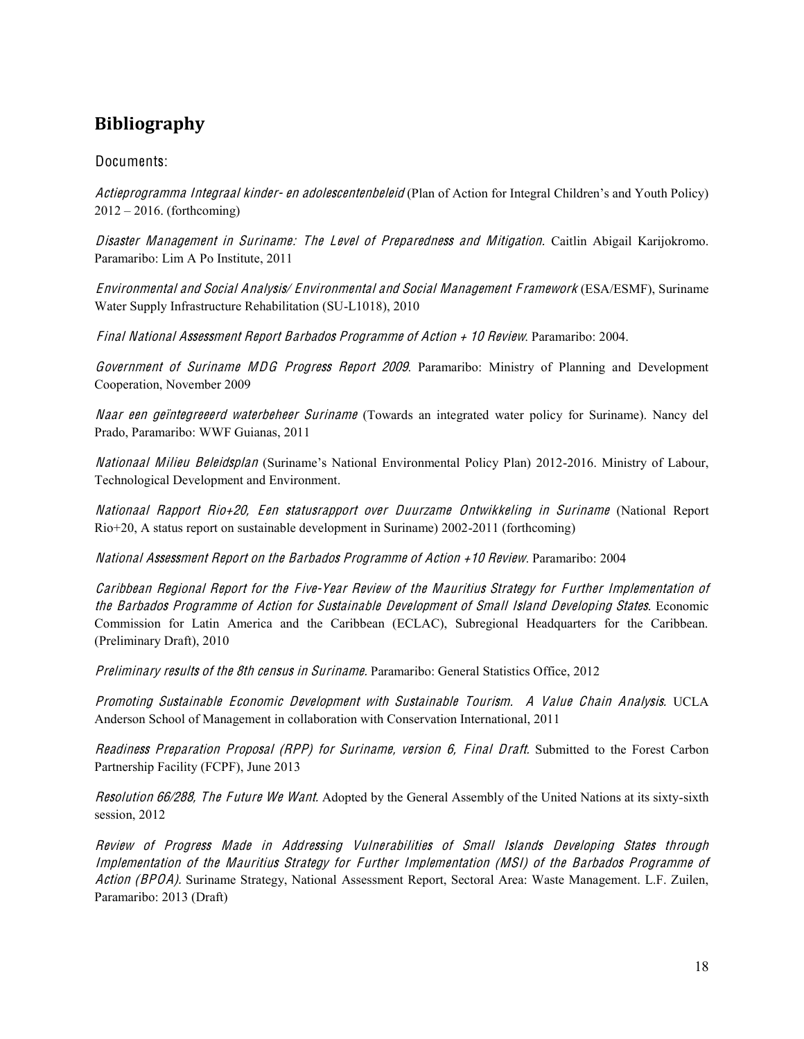# Bibliography

Documents:

*Actieprogramma Integraal kinder- en adolescentenbeleid* (Plan of Action for Integral Children's and Youth Policy) 2012 – 2016. (forthcoming)

*Disaster Management in Suriname: The Level of Preparedness and Mitigation.* Caitlin Abigail Karijokromo. Paramaribo: Lim A Po Institute, 2011

*Environmental and Social Analysis/ Environmental and Social Management Framework* (ESA/ESMF), Suriname Water Supply Infrastructure Rehabilitation (SU-L1018), 2010

*Final National Assessment Report Barbados Programme of Action + 10 Review.* Paramaribo: 2004.

*Government of Suriname MDG Progress Report 2009.* Paramaribo: Ministry of Planning and Development Cooperation, November 2009

*Naar een geïntegreeerd waterbeheer Suriname* (Towards an integrated water policy for Suriname). Nancy del Prado, Paramaribo: WWF Guianas, 2011

*Nationaal Milieu Beleidsplan* (Suriname's National Environmental Policy Plan) 2012-2016. Ministry of Labour, Technological Development and Environment.

*Nationaal Rapport Rio+20, Een statusrapport over Duurzame Ontwikkeling in Suriname* (National Report Rio+20, A status report on sustainable development in Suriname) 2002-2011 (forthcoming)

*National Assessment Report on the Barbados Programme of Action +10 Review.* Paramaribo: 2004

*Caribbean Regional Report for the Five-Year Review of the Mauritius Strategy for Further Implementation of the Barbados Programme of Action for Sustainable Development of Small Island Developing States.* Economic Commission for Latin America and the Caribbean (ECLAC), Subregional Headquarters for the Caribbean. (Preliminary Draft), 2010

*Preliminary results of the 8th census in Suriname.* Paramaribo: General Statistics Office, 2012

*Promoting Sustainable Economic Development with Sustainable Tourism. A Value Chain Analysis.* UCLA Anderson School of Management in collaboration with Conservation International, 2011

*Readiness Preparation Proposal (RPP) for Suriname, version 6, Final Draft.* Submitted to the Forest Carbon Partnership Facility (FCPF), June 2013

*Resolution 66/288, The Future We Want.* Adopted by the General Assembly of the United Nations at its sixty-sixth session, 2012

*Review of Progress Made in Addressing Vulnerabilities of Small Islands Developing States through Implementation of the Mauritius Strategy for Further Implementation (MSI) of the Barbados Programme of Action (BPOA).* Suriname Strategy, National Assessment Report, Sectoral Area: Waste Management. L.F. Zuilen, Paramaribo: 2013 (Draft)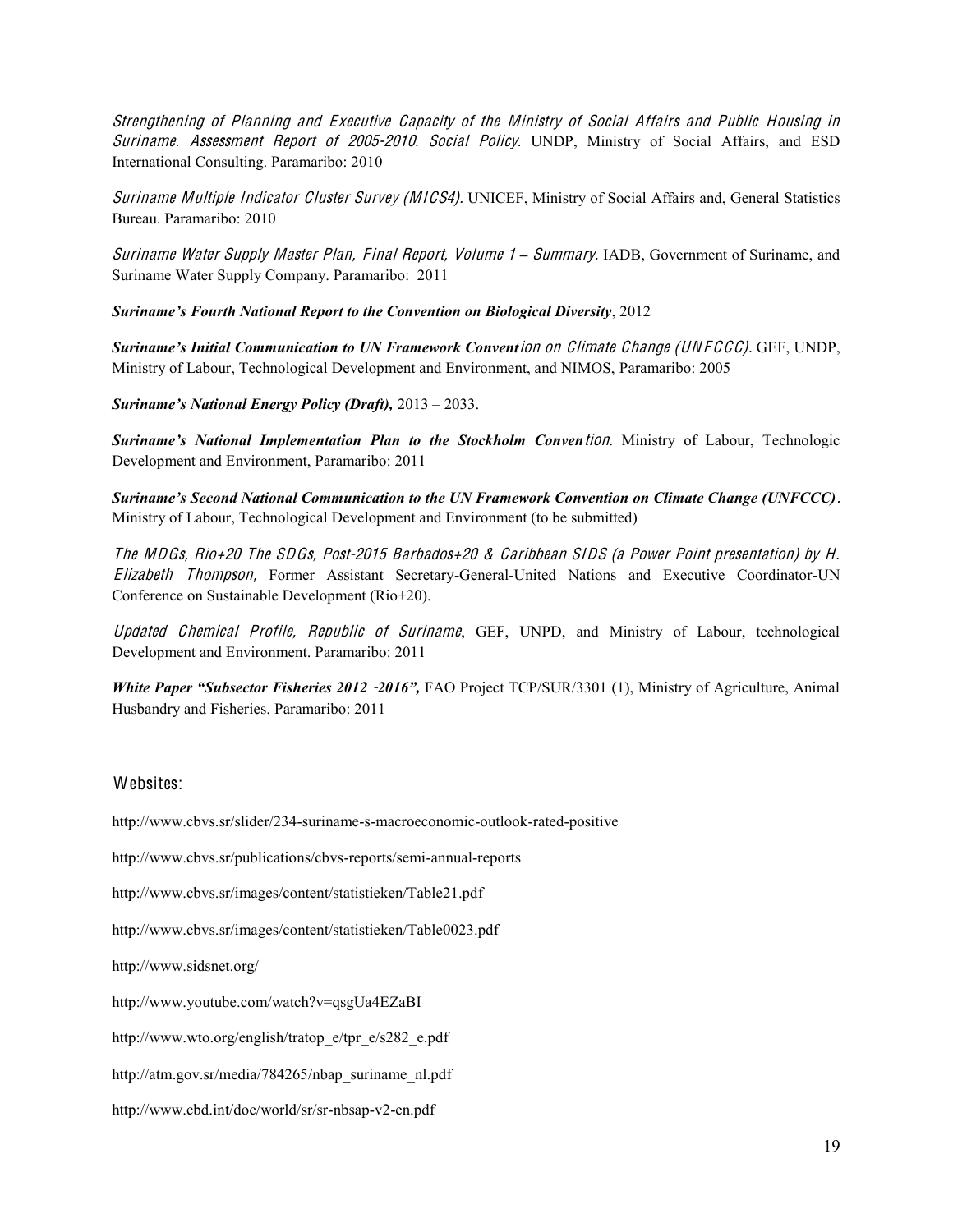*Strengthening of Planning and Executive Capacity of the Ministry of Social Affairs and Public Housing in Suriname. Assessment Report of 2005-2010. Social Policy.* UNDP, Ministry of Social Affairs, and ESD International Consulting. Paramaribo: 2010

*Suriname Multiple Indicator Cluster Survey (MICS4).* UNICEF, Ministry of Social Affairs and, General Statistics Bureau. Paramaribo: 2010

*Suriname Water Supply Master Plan, Final Report, Volume 1 – Summary.* IADB, Government of Suriname, and Suriname Water Supply Company. Paramaribo: 2011

***Suriname's Fourth National Report to the Convention on Biological Diversity***, 2012

***Suriname's Initial Communication to UN Framework Convention on Climate Change (UNFCCC).*** GEF, UNDP, Ministry of Labour, Technological Development and Environment, and NIMOS, Paramaribo: 2005

***Suriname's National Energy Policy (Draft),*** 2013 – 2033.

***Suriname's National Implementation Plan to the Stockholm Convention.*** Ministry of Labour, Technologic Development and Environment, Paramaribo: 2011

***Suriname's Second National Communication to the UN Framework Convention on Climate Change (UNFCCC)***. Ministry of Labour, Technological Development and Environment (to be submitted)

*The MDGs, Rio+20 The SDGs, Post-2015 Barbados+20 & Caribbean SIDS (a Power Point presentation) by H. Elizabeth Thompson,* Former Assistant Secretary-General-United Nations and Executive Coordinator-UN Conference on Sustainable Development (Rio+20).

*Updated Chemical Profile, Republic of Suriname*, GEF, UNPD, and Ministry of Labour, technological Development and Environment. Paramaribo: 2011

***White Paper "Subsector Fisheries 2012 -2016",*** FAO Project TCP/SUR/3301 (1), Ministry of Agriculture, Animal Husbandry and Fisheries. Paramaribo: 2011

## Websites:

http://www.cbvs.sr/slider/234-suriname-s-macroeconomic-outlook-rated-positive

http://www.cbvs.sr/publications/cbvs-reports/semi-annual-reports

http://www.cbvs.sr/images/content/statistieken/Table21.pdf

http://www.cbvs.sr/images/content/statistieken/Table0023.pdf

http://www.sidsnet.org/

http://www.youtube.com/watch?v=qsgUa4EZaBI

http://www.wto.org/english/tratop_e/tpr_e/s282_e.pdf

http://atm.gov.sr/media/784265/nbap_suriname_nl.pdf

http://www.cbd.int/doc/world/sr/sr-nbsap-v2-en.pdf